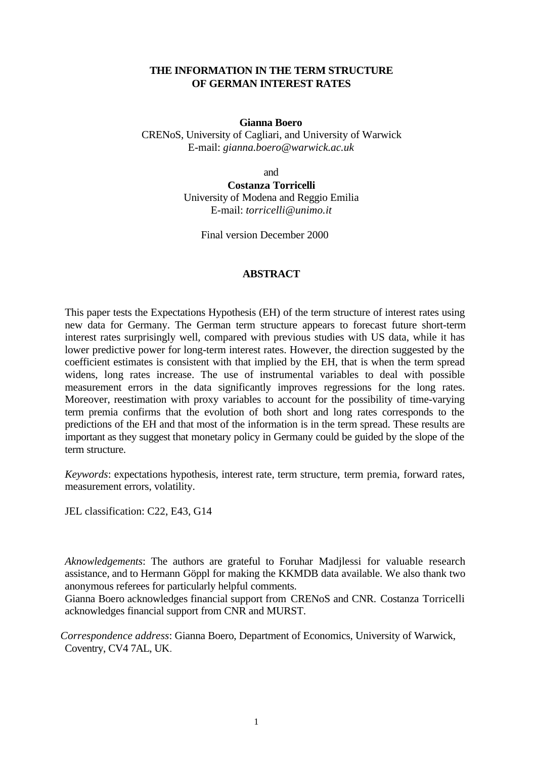# THE INFORMATION IN THE TERM STRUCTURE OF GERMAN INTEREST RATES

**Gianna Boero**
CRENoS, University of Cagliari, and University of Warwick
E-mail: *gianna.boero@warwick.ac.uk*

and

**Costanza Torricelli**
University of Modena and Reggio Emilia
E-mail: *torricelli@unimo.it*

Final version December 2000

## ABSTRACT

This paper tests the Expectations Hypothesis (EH) of the term structure of interest rates using new data for Germany. The German term structure appears to forecast future short-term interest rates surprisingly well, compared with previous studies with US data, while it has lower predictive power for long-term interest rates. However, the direction suggested by the coefficient estimates is consistent with that implied by the EH, that is when the term spread widens, long rates increase. The use of instrumental variables to deal with possible measurement errors in the data significantly improves regressions for the long rates. Moreover, reestimation with proxy variables to account for the possibility of time-varying term premia confirms that the evolution of both short and long rates corresponds to the predictions of the EH and that most of the information is in the term spread. These results are important as they suggest that monetary policy in Germany could be guided by the slope of the term structure.

*Keywords*: expectations hypothesis, interest rate, term structure, term premia, forward rates, measurement errors, volatility.

JEL classification: C22, E43, G14

*Aknowledgements*: The authors are grateful to Foruhar Madjlessi for valuable research assistance, and to Hermann Göppl for making the KKMDB data available. We also thank two anonymous referees for particularly helpful comments.
Gianna Boero acknowledges financial support from CRENoS and CNR. Costanza Torricelli acknowledges financial support from CNR and MURST.

*Correspondence address*: Gianna Boero, Department of Economics, University of Warwick, Coventry, CV4 7AL, UK.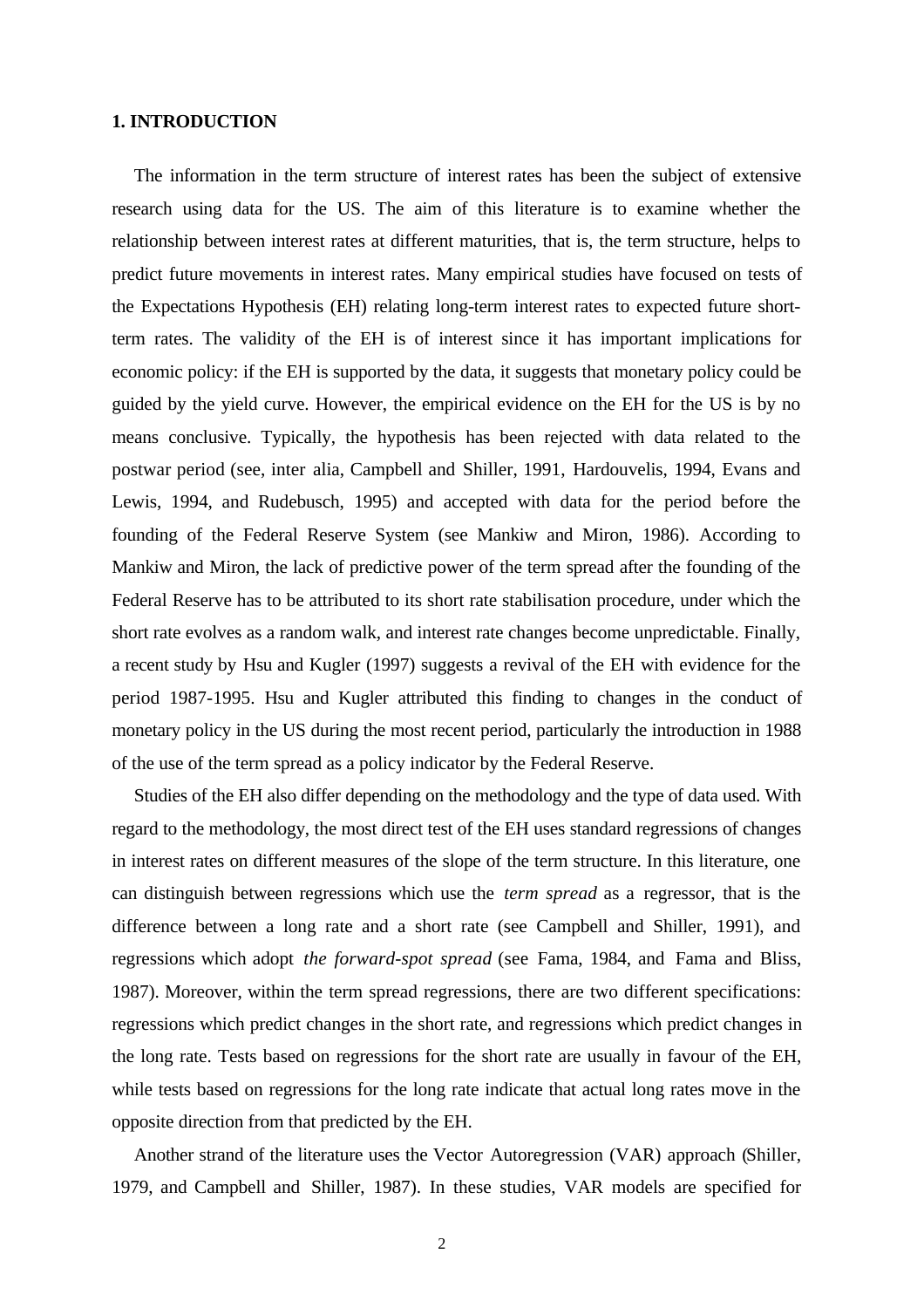## 1. INTRODUCTION

The information in the term structure of interest rates has been the subject of extensive research using data for the US. The aim of this literature is to examine whether the relationship between interest rates at different maturities, that is, the term structure, helps to predict future movements in interest rates. Many empirical studies have focused on tests of the Expectations Hypothesis (EH) relating long-term interest rates to expected future short-term rates. The validity of the EH is of interest since it has important implications for economic policy: if the EH is supported by the data, it suggests that monetary policy could be guided by the yield curve. However, the empirical evidence on the EH for the US is by no means conclusive. Typically, the hypothesis has been rejected with data related to the postwar period (see, inter alia, Campbell and Shiller, 1991, Hardouvelis, 1994, Evans and Lewis, 1994, and Rudebusch, 1995) and accepted with data for the period before the founding of the Federal Reserve System (see Mankiw and Miron, 1986). According to Mankiw and Miron, the lack of predictive power of the term spread after the founding of the Federal Reserve has to be attributed to its short rate stabilisation procedure, under which the short rate evolves as a random walk, and interest rate changes become unpredictable. Finally, a recent study by Hsu and Kugler (1997) suggests a revival of the EH with evidence for the period 1987-1995. Hsu and Kugler attributed this finding to changes in the conduct of monetary policy in the US during the most recent period, particularly the introduction in 1988 of the use of the term spread as a policy indicator by the Federal Reserve.

Studies of the EH also differ depending on the methodology and the type of data used. With regard to the methodology, the most direct test of the EH uses standard regressions of changes in interest rates on different measures of the slope of the term structure. In this literature, one can distinguish between regressions which use the *term spread* as a regressor, that is the difference between a long rate and a short rate (see Campbell and Shiller, 1991), and regressions which adopt *the forward-spot spread* (see Fama, 1984, and Fama and Bliss, 1987). Moreover, within the term spread regressions, there are two different specifications: regressions which predict changes in the short rate, and regressions which predict changes in the long rate. Tests based on regressions for the short rate are usually in favour of the EH, while tests based on regressions for the long rate indicate that actual long rates move in the opposite direction from that predicted by the EH.

Another strand of the literature uses the Vector Autoregression (VAR) approach (Shiller, 1979, and Campbell and Shiller, 1987). In these studies, VAR models are specified for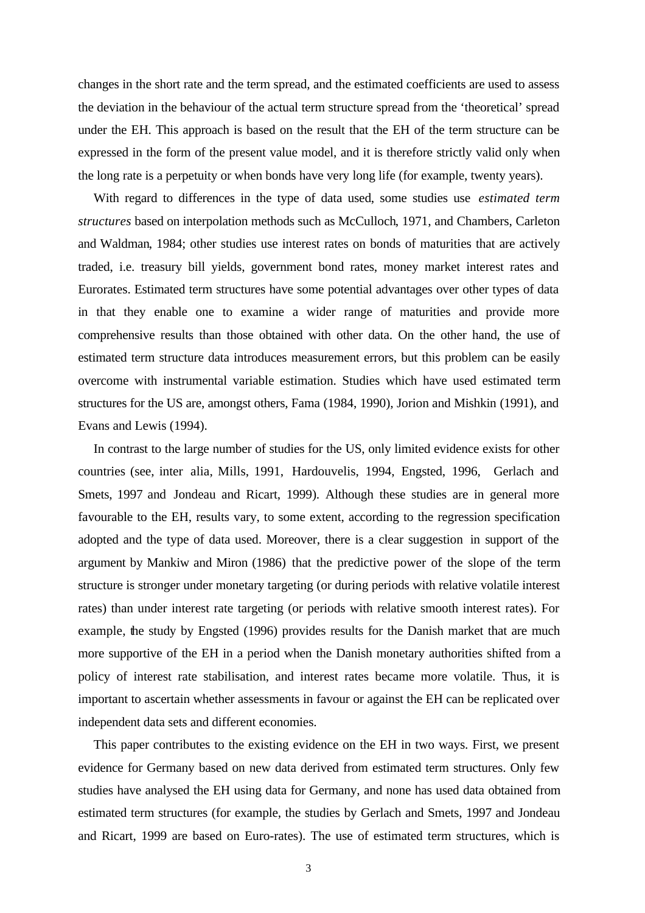changes in the short rate and the term spread, and the estimated coefficients are used to assess the deviation in the behaviour of the actual term structure spread from the 'theoretical' spread under the EH. This approach is based on the result that the EH of the term structure can be expressed in the form of the present value model, and it is therefore strictly valid only when the long rate is a perpetuity or when bonds have very long life (for example, twenty years).

With regard to differences in the type of data used, some studies use *estimated term structures* based on interpolation methods such as McCulloch, 1971, and Chambers, Carleton and Waldman, 1984; other studies use interest rates on bonds of maturities that are actively traded, i.e. treasury bill yields, government bond rates, money market interest rates and Eurorates. Estimated term structures have some potential advantages over other types of data in that they enable one to examine a wider range of maturities and provide more comprehensive results than those obtained with other data. On the other hand, the use of estimated term structure data introduces measurement errors, but this problem can be easily overcome with instrumental variable estimation. Studies which have used estimated term structures for the US are, amongst others, Fama (1984, 1990), Jorion and Mishkin (1991), and Evans and Lewis (1994).

In contrast to the large number of studies for the US, only limited evidence exists for other countries (see, inter alia, Mills, 1991, Hardouvelis, 1994, Engsted, 1996, Gerlach and Smets, 1997 and Jondeau and Ricart, 1999). Although these studies are in general more favourable to the EH, results vary, to some extent, according to the regression specification adopted and the type of data used. Moreover, there is a clear suggestion in support of the argument by Mankiw and Miron (1986) that the predictive power of the slope of the term structure is stronger under monetary targeting (or during periods with relative volatile interest rates) than under interest rate targeting (or periods with relative smooth interest rates). For example, the study by Engsted (1996) provides results for the Danish market that are much more supportive of the EH in a period when the Danish monetary authorities shifted from a policy of interest rate stabilisation, and interest rates became more volatile. Thus, it is important to ascertain whether assessments in favour or against the EH can be replicated over independent data sets and different economies.

This paper contributes to the existing evidence on the EH in two ways. First, we present evidence for Germany based on new data derived from estimated term structures. Only few studies have analysed the EH using data for Germany, and none has used data obtained from estimated term structures (for example, the studies by Gerlach and Smets, 1997 and Jondeau and Ricart, 1999 are based on Euro-rates). The use of estimated term structures, which is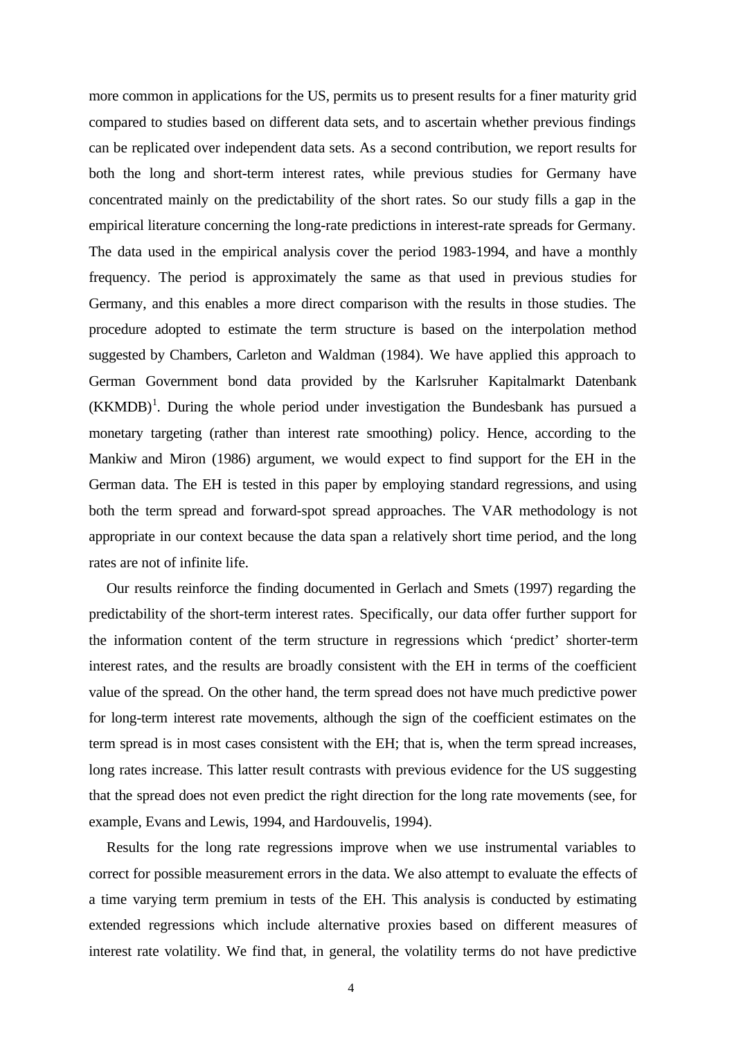more common in applications for the US, permits us to present results for a finer maturity grid compared to studies based on different data sets, and to ascertain whether previous findings can be replicated over independent data sets. As a second contribution, we report results for both the long and short-term interest rates, while previous studies for Germany have concentrated mainly on the predictability of the short rates. So our study fills a gap in the empirical literature concerning the long-rate predictions in interest-rate spreads for Germany. The data used in the empirical analysis cover the period 1983-1994, and have a monthly frequency. The period is approximately the same as that used in previous studies for Germany, and this enables a more direct comparison with the results in those studies. The procedure adopted to estimate the term structure is based on the interpolation method suggested by Chambers, Carleton and Waldman (1984). We have applied this approach to German Government bond data provided by the Karlsruher Kapitalmarkt Datenbank (KKMDB)[1]. During the whole period under investigation the Bundesbank has pursued a monetary targeting (rather than interest rate smoothing) policy. Hence, according to the Mankiw and Miron (1986) argument, we would expect to find support for the EH in the German data. The EH is tested in this paper by employing standard regressions, and using both the term spread and forward-spot spread approaches. The VAR methodology is not appropriate in our context because the data span a relatively short time period, and the long rates are not of infinite life.

Our results reinforce the finding documented in Gerlach and Smets (1997) regarding the predictability of the short-term interest rates. Specifically, our data offer further support for the information content of the term structure in regressions which 'predict' shorter-term interest rates, and the results are broadly consistent with the EH in terms of the coefficient value of the spread. On the other hand, the term spread does not have much predictive power for long-term interest rate movements, although the sign of the coefficient estimates on the term spread is in most cases consistent with the EH; that is, when the term spread increases, long rates increase. This latter result contrasts with previous evidence for the US suggesting that the spread does not even predict the right direction for the long rate movements (see, for example, Evans and Lewis, 1994, and Hardouvelis, 1994).

Results for the long rate regressions improve when we use instrumental variables to correct for possible measurement errors in the data. We also attempt to evaluate the effects of a time varying term premium in tests of the EH. This analysis is conducted by estimating extended regressions which include alternative proxies based on different measures of interest rate volatility. We find that, in general, the volatility terms do not have predictive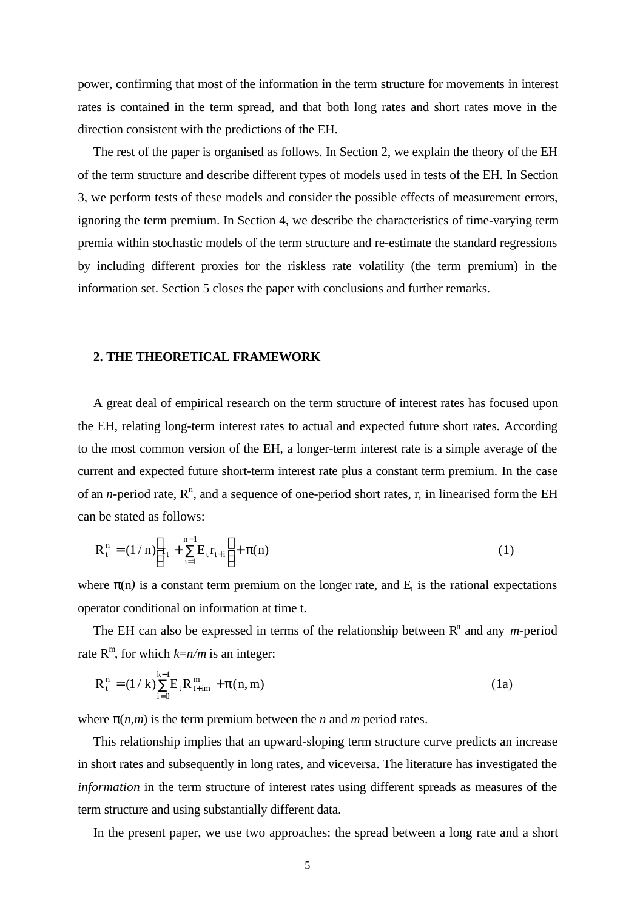power, confirming that most of the information in the term structure for movements in interest rates is contained in the term spread, and that both long rates and short rates move in the direction consistent with the predictions of the EH.

The rest of the paper is organised as follows. In Section 2, we explain the theory of the EH of the term structure and describe different types of models used in tests of the EH. In Section 3, we perform tests of these models and consider the possible effects of measurement errors, ignoring the term premium. In Section 4, we describe the characteristics of time-varying term premia within stochastic models of the term structure and re-estimate the standard regressions by including different proxies for the riskless rate volatility (the term premium) in the information set. Section 5 closes the paper with conclusions and further remarks.

## 2. THE THEORETICAL FRAMEWORK

A great deal of empirical research on the term structure of interest rates has focused upon the EH, relating long-term interest rates to actual and expected future short rates. According to the most common version of the EH, a longer-term interest rate is a simple average of the current and expected future short-term interest rate plus a constant term premium. In the case of an *n*-period rate, $R^n$, and a sequence of one-period short rates, r, in linearised form the EH can be stated as follows:

$$R_t^n = (1/n)\left[r_t + \sum_{i=1}^{n-1} E_t r_{t+i}\right] + \pi(n) \tag{1}$$

where $\pi(n)$ is a constant term premium on the longer rate, and $E_t$ is the rational expectations operator conditional on information at time t.

The EH can also be expressed in terms of the relationship between $R^n$ and any *m*-period rate $R^m$, for which $k=n/m$ is an integer:

$$R_t^n = (1/k)\sum_{i=0}^{k-1} E_t R_{t+im}^m + \pi(n,m) \tag{1a}$$

where $\pi(n,m)$ is the term premium between the *n* and *m* period rates.

This relationship implies that an upward-sloping term structure curve predicts an increase in short rates and subsequently in long rates, and viceversa. The literature has investigated the *information* in the term structure of interest rates using different spreads as measures of the term structure and using substantially different data.

In the present paper, we use two approaches: the spread between a long rate and a short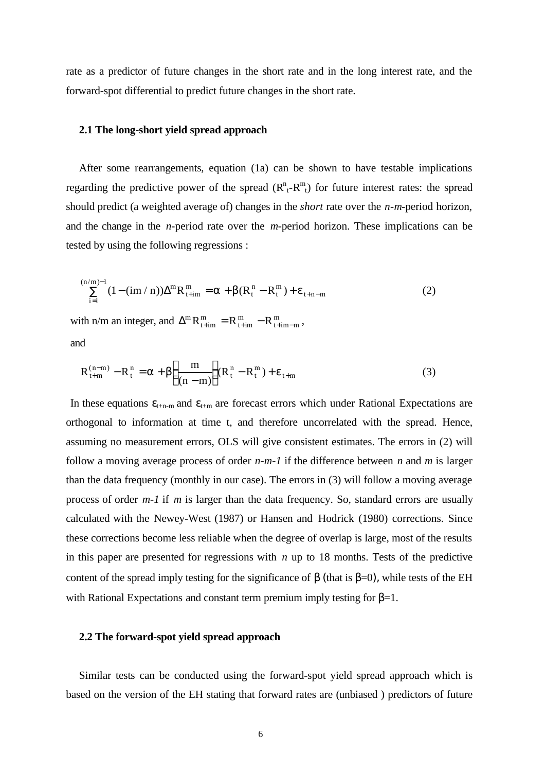rate as a predictor of future changes in the short rate and in the long interest rate, and the forward-spot differential to predict future changes in the short rate.

### 2.1 The long-short yield spread approach

After some rearrangements, equation (1a) can be shown to have testable implications regarding the predictive power of the spread ($R^n_t$-$R^m_t$) for future interest rates: the spread should predict (a weighted average of) changes in the *short* rate over the *n-m*-period horizon, and the change in the *n*-period rate over the *m*-period horizon. These implications can be tested by using the following regressions :

$$\sum_{i=1}^{(n/m)-1} (1-(im/n))\Delta^m R^m_{t+im} = \alpha + \beta(R^n_t - R^m_t) + \varepsilon_{t+n-m} \tag{2}$$

with n/m an integer, and $\Delta^m R^m_{t+im} = R^m_{t+im} - R^m_{t+im-m}$,

and

$$R^{(n-m)}_{t+m} - R^n_t = \alpha + \beta\left(\frac{m}{(n-m)}\right)(R^n_t - R^m_t) + \varepsilon_{t+m} \tag{3}$$

In these equations $\varepsilon_{t+n-m}$ and $\varepsilon_{t+m}$ are forecast errors which under Rational Expectations are orthogonal to information at time t, and therefore uncorrelated with the spread. Hence, assuming no measurement errors, OLS will give consistent estimates. The errors in (2) will follow a moving average process of order *n-m-1* if the difference between *n* and *m* is larger than the data frequency (monthly in our case). The errors in (3) will follow a moving average process of order *m-1* if *m* is larger than the data frequency. So, standard errors are usually calculated with the Newey-West (1987) or Hansen and Hodrick (1980) corrections. Since these corrections become less reliable when the degree of overlap is large, most of the results in this paper are presented for regressions with *n* up to 18 months. Tests of the predictive content of the spread imply testing for the significance of $\beta$ (that is $\beta$=0), while tests of the EH with Rational Expectations and constant term premium imply testing for $\beta$=1.

### 2.2 The forward-spot yield spread approach

Similar tests can be conducted using the forward-spot yield spread approach which is based on the version of the EH stating that forward rates are (unbiased ) predictors of future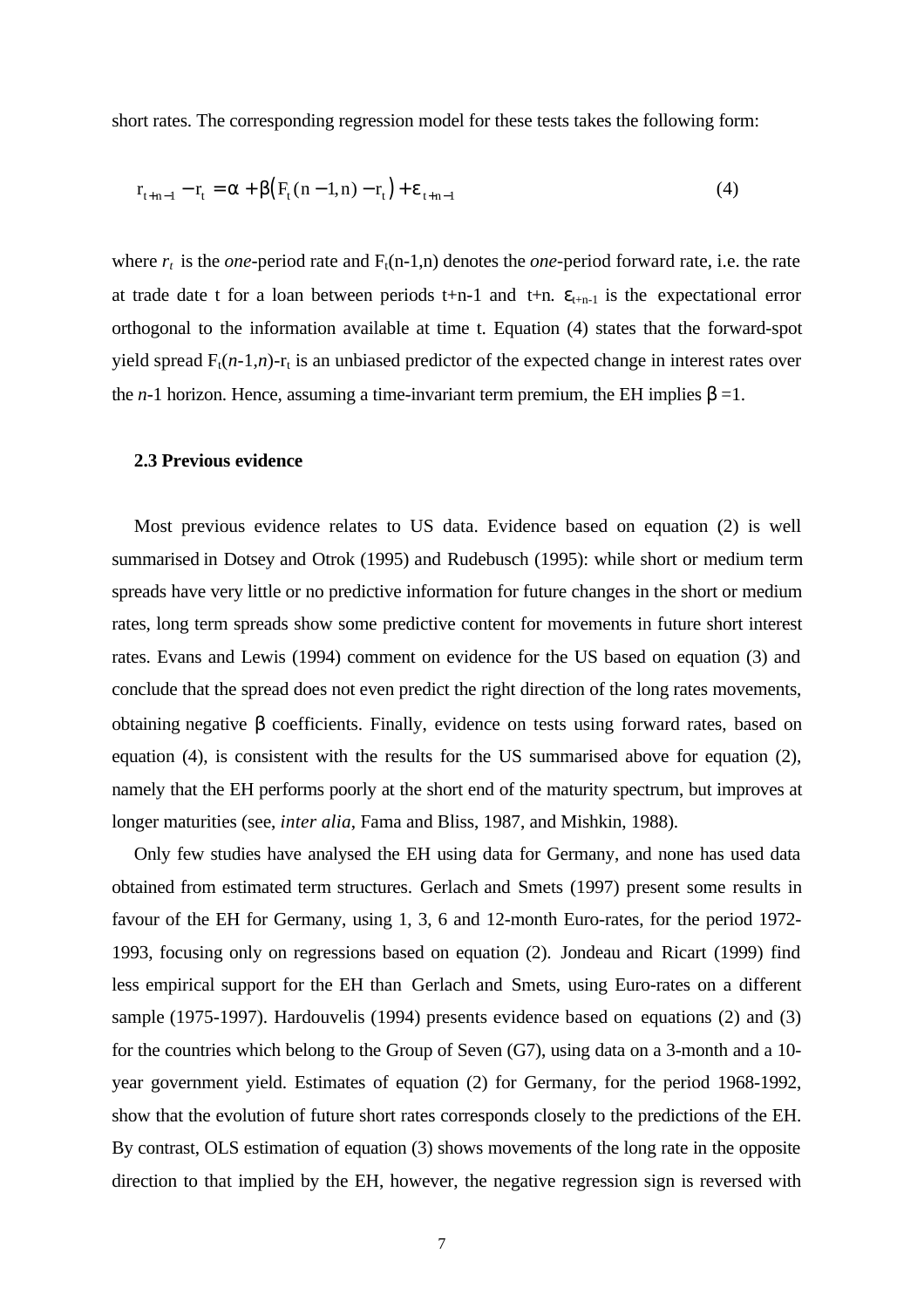short rates. The corresponding regression model for these tests takes the following form:

$$r_{t+n-1} - r_t = \alpha + \beta\left(F_t(n-1,n) - r_t\right) + \varepsilon_{t+n-1} \tag{4}$$

where $r_t$ is the *one*-period rate and $F_t(n\text{-}1,n)$ denotes the *one*-period forward rate, i.e. the rate at trade date t for a loan between periods t+n-1 and t+n. $\varepsilon_{t+n-1}$ is the expectational error orthogonal to the information available at time t. Equation (4) states that the forward-spot yield spread $F_t(n\text{-}1,n)\text{-}r_t$ is an unbiased predictor of the expected change in interest rates over the *n*-1 horizon. Hence, assuming a time-invariant term premium, the EH implies $\beta$ =1.

### 2.3 Previous evidence

Most previous evidence relates to US data. Evidence based on equation (2) is well summarised in Dotsey and Otrok (1995) and Rudebusch (1995): while short or medium term spreads have very little or no predictive information for future changes in the short or medium rates, long term spreads show some predictive content for movements in future short interest rates. Evans and Lewis (1994) comment on evidence for the US based on equation (3) and conclude that the spread does not even predict the right direction of the long rates movements, obtaining negative $\beta$ coefficients. Finally, evidence on tests using forward rates, based on equation (4), is consistent with the results for the US summarised above for equation (2), namely that the EH performs poorly at the short end of the maturity spectrum, but improves at longer maturities (see, *inter alia*, Fama and Bliss, 1987, and Mishkin, 1988).

Only few studies have analysed the EH using data for Germany, and none has used data obtained from estimated term structures. Gerlach and Smets (1997) present some results in favour of the EH for Germany, using 1, 3, 6 and 12-month Euro-rates, for the period 1972-1993, focusing only on regressions based on equation (2). Jondeau and Ricart (1999) find less empirical support for the EH than Gerlach and Smets, using Euro-rates on a different sample (1975-1997). Hardouvelis (1994) presents evidence based on equations (2) and (3) for the countries which belong to the Group of Seven (G7), using data on a 3-month and a 10-year government yield. Estimates of equation (2) for Germany, for the period 1968-1992, show that the evolution of future short rates corresponds closely to the predictions of the EH. By contrast, OLS estimation of equation (3) shows movements of the long rate in the opposite direction to that implied by the EH, however, the negative regression sign is reversed with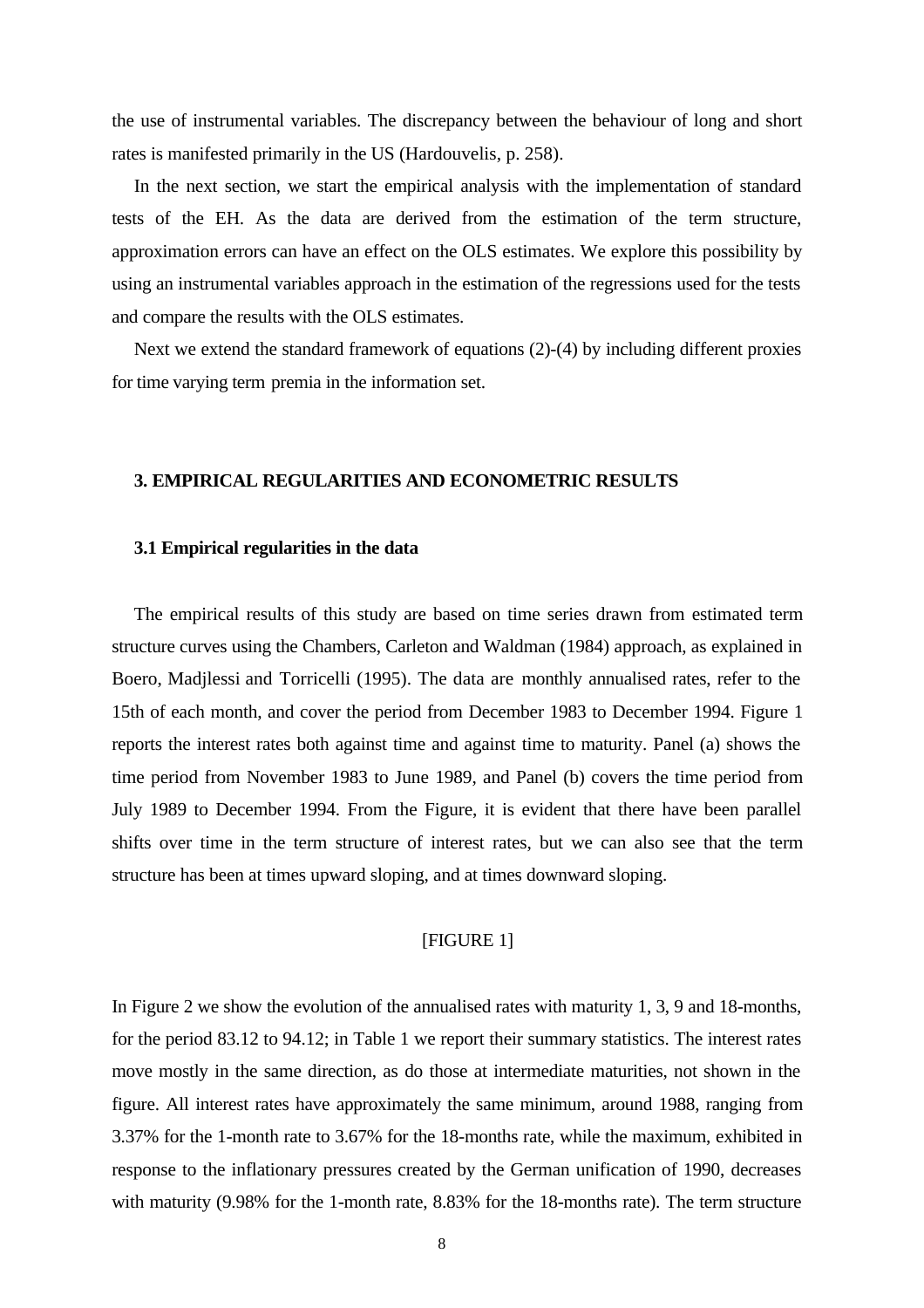the use of instrumental variables. The discrepancy between the behaviour of long and short rates is manifested primarily in the US (Hardouvelis, p. 258).

In the next section, we start the empirical analysis with the implementation of standard tests of the EH. As the data are derived from the estimation of the term structure, approximation errors can have an effect on the OLS estimates. We explore this possibility by using an instrumental variables approach in the estimation of the regressions used for the tests and compare the results with the OLS estimates.

Next we extend the standard framework of equations (2)-(4) by including different proxies for time varying term premia in the information set.

## 3. EMPIRICAL REGULARITIES AND ECONOMETRIC RESULTS

### 3.1 Empirical regularities in the data

The empirical results of this study are based on time series drawn from estimated term structure curves using the Chambers, Carleton and Waldman (1984) approach, as explained in Boero, Madjlessi and Torricelli (1995). The data are monthly annualised rates, refer to the 15th of each month, and cover the period from December 1983 to December 1994. Figure 1 reports the interest rates both against time and against time to maturity. Panel (a) shows the time period from November 1983 to June 1989, and Panel (b) covers the time period from July 1989 to December 1994. From the Figure, it is evident that there have been parallel shifts over time in the term structure of interest rates, but we can also see that the term structure has been at times upward sloping, and at times downward sloping.

[FIGURE 1]

In Figure 2 we show the evolution of the annualised rates with maturity 1, 3, 9 and 18-months, for the period 83.12 to 94.12; in Table 1 we report their summary statistics. The interest rates move mostly in the same direction, as do those at intermediate maturities, not shown in the figure. All interest rates have approximately the same minimum, around 1988, ranging from 3.37% for the 1-month rate to 3.67% for the 18-months rate, while the maximum, exhibited in response to the inflationary pressures created by the German unification of 1990, decreases with maturity (9.98% for the 1-month rate, 8.83% for the 18-months rate). The term structure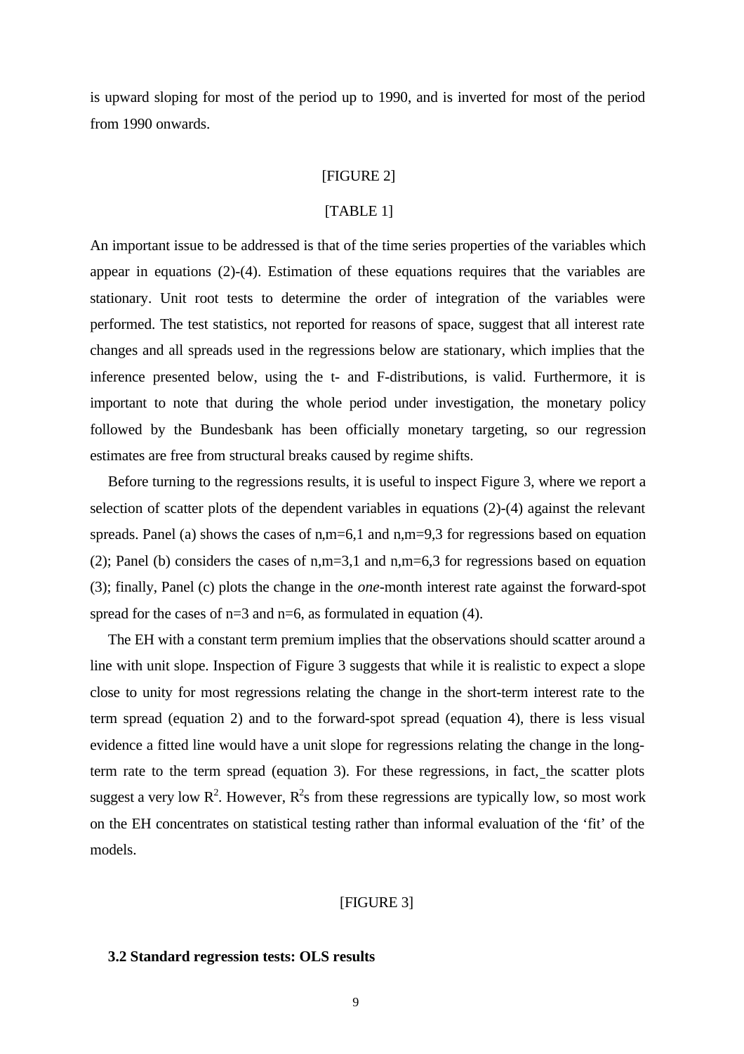is upward sloping for most of the period up to 1990, and is inverted for most of the period from 1990 onwards.

[FIGURE 2]

[TABLE 1]

An important issue to be addressed is that of the time series properties of the variables which appear in equations (2)-(4). Estimation of these equations requires that the variables are stationary. Unit root tests to determine the order of integration of the variables were performed. The test statistics, not reported for reasons of space, suggest that all interest rate changes and all spreads used in the regressions below are stationary, which implies that the inference presented below, using the t- and F-distributions, is valid. Furthermore, it is important to note that during the whole period under investigation, the monetary policy followed by the Bundesbank has been officially monetary targeting, so our regression estimates are free from structural breaks caused by regime shifts.

Before turning to the regressions results, it is useful to inspect Figure 3, where we report a selection of scatter plots of the dependent variables in equations (2)-(4) against the relevant spreads. Panel (a) shows the cases of n,m=6,1 and n,m=9,3 for regressions based on equation (2); Panel (b) considers the cases of n,m=3,1 and n,m=6,3 for regressions based on equation (3); finally, Panel (c) plots the change in the *one*-month interest rate against the forward-spot spread for the cases of n=3 and n=6, as formulated in equation (4).

The EH with a constant term premium implies that the observations should scatter around a line with unit slope. Inspection of Figure 3 suggests that while it is realistic to expect a slope close to unity for most regressions relating the change in the short-term interest rate to the term spread (equation 2) and to the forward-spot spread (equation 4), there is less visual evidence a fitted line would have a unit slope for regressions relating the change in the long-term rate to the term spread (equation 3). For these regressions, in fact, the scatter plots suggest a very low $R^2$. However, $R^2$s from these regressions are typically low, so most work on the EH concentrates on statistical testing rather than informal evaluation of the 'fit' of the models.

[FIGURE 3]

### 3.2 Standard regression tests: OLS results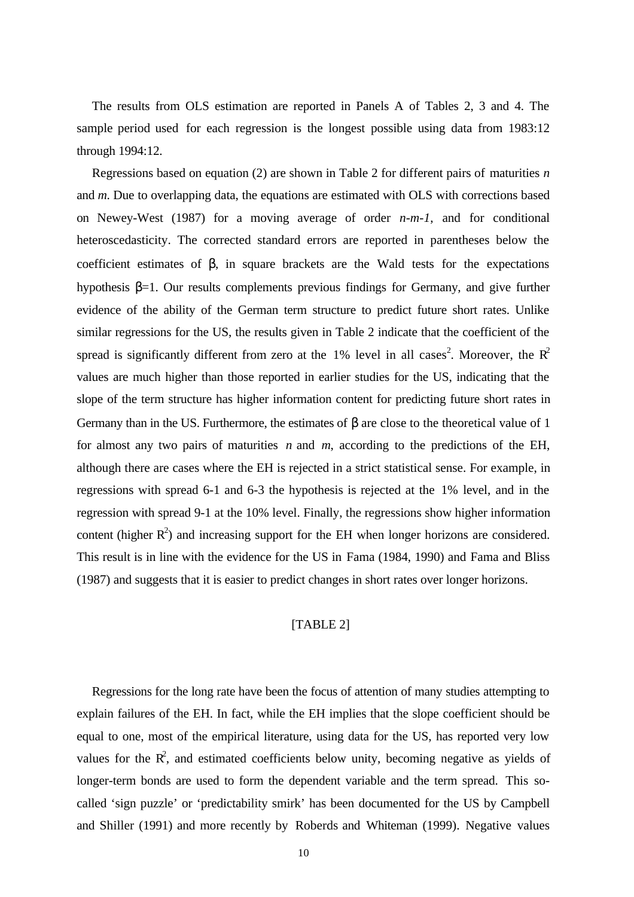The results from OLS estimation are reported in Panels A of Tables 2, 3 and 4. The sample period used for each regression is the longest possible using data from 1983:12 through 1994:12.

Regressions based on equation (2) are shown in Table 2 for different pairs of maturities *n* and *m*. Due to overlapping data, the equations are estimated with OLS with corrections based on Newey-West (1987) for a moving average of order *n-m-1*, and for conditional heteroscedasticity. The corrected standard errors are reported in parentheses below the coefficient estimates of $\beta$, in square brackets are the Wald tests for the expectations hypothesis $\beta$=1. Our results complements previous findings for Germany, and give further evidence of the ability of the German term structure to predict future short rates. Unlike similar regressions for the US, the results given in Table 2 indicate that the coefficient of the spread is significantly different from zero at the 1% level in all cases[2]. Moreover, the $R^2$ values are much higher than those reported in earlier studies for the US, indicating that the slope of the term structure has higher information content for predicting future short rates in Germany than in the US. Furthermore, the estimates of $\beta$ are close to the theoretical value of 1 for almost any two pairs of maturities *n* and *m*, according to the predictions of the EH, although there are cases where the EH is rejected in a strict statistical sense. For example, in regressions with spread 6-1 and 6-3 the hypothesis is rejected at the 1% level, and in the regression with spread 9-1 at the 10% level. Finally, the regressions show higher information content (higher $R^2$) and increasing support for the EH when longer horizons are considered. This result is in line with the evidence for the US in Fama (1984, 1990) and Fama and Bliss (1987) and suggests that it is easier to predict changes in short rates over longer horizons.

[TABLE 2]

Regressions for the long rate have been the focus of attention of many studies attempting to explain failures of the EH. In fact, while the EH implies that the slope coefficient should be equal to one, most of the empirical literature, using data for the US, has reported very low values for the $R^2$, and estimated coefficients below unity, becoming negative as yields of longer-term bonds are used to form the dependent variable and the term spread. This so-called 'sign puzzle' or 'predictability smirk' has been documented for the US by Campbell and Shiller (1991) and more recently by Roberds and Whiteman (1999). Negative values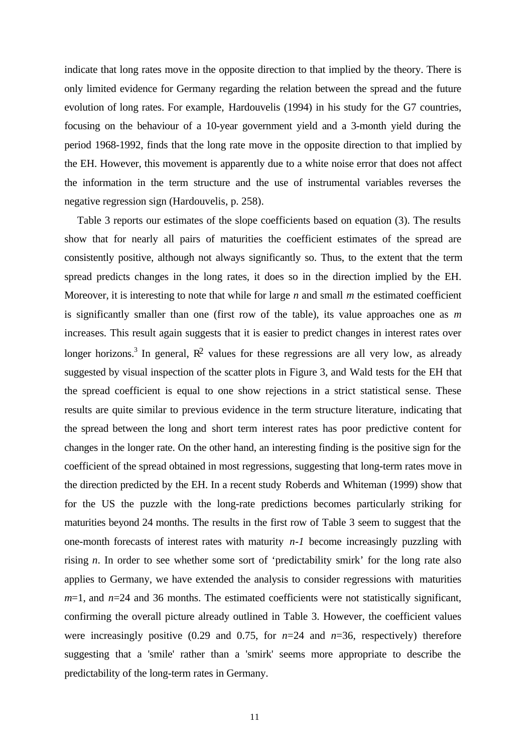indicate that long rates move in the opposite direction to that implied by the theory. There is only limited evidence for Germany regarding the relation between the spread and the future evolution of long rates. For example, Hardouvelis (1994) in his study for the G7 countries, focusing on the behaviour of a 10-year government yield and a 3-month yield during the period 1968-1992, finds that the long rate move in the opposite direction to that implied by the EH. However, this movement is apparently due to a white noise error that does not affect the information in the term structure and the use of instrumental variables reverses the negative regression sign (Hardouvelis, p. 258).

Table 3 reports our estimates of the slope coefficients based on equation (3). The results show that for nearly all pairs of maturities the coefficient estimates of the spread are consistently positive, although not always significantly so. Thus, to the extent that the term spread predicts changes in the long rates, it does so in the direction implied by the EH. Moreover, it is interesting to note that while for large *n* and small *m* the estimated coefficient is significantly smaller than one (first row of the table), its value approaches one as *m* increases. This result again suggests that it is easier to predict changes in interest rates over longer horizons.[3] In general, $R^2$ values for these regressions are all very low, as already suggested by visual inspection of the scatter plots in Figure 3, and Wald tests for the EH that the spread coefficient is equal to one show rejections in a strict statistical sense. These results are quite similar to previous evidence in the term structure literature, indicating that the spread between the long and short term interest rates has poor predictive content for changes in the longer rate. On the other hand, an interesting finding is the positive sign for the coefficient of the spread obtained in most regressions, suggesting that long-term rates move in the direction predicted by the EH. In a recent study Roberds and Whiteman (1999) show that for the US the puzzle with the long-rate predictions becomes particularly striking for maturities beyond 24 months. The results in the first row of Table 3 seem to suggest that the one-month forecasts of interest rates with maturity $n-1$ become increasingly puzzling with rising *n*. In order to see whether some sort of 'predictability smirk' for the long rate also applies to Germany, we have extended the analysis to consider regressions with maturities $m$=1, and $n$=24 and 36 months. The estimated coefficients were not statistically significant, confirming the overall picture already outlined in Table 3. However, the coefficient values were increasingly positive (0.29 and 0.75, for $n$=24 and $n$=36, respectively) therefore suggesting that a 'smile' rather than a 'smirk' seems more appropriate to describe the predictability of the long-term rates in Germany.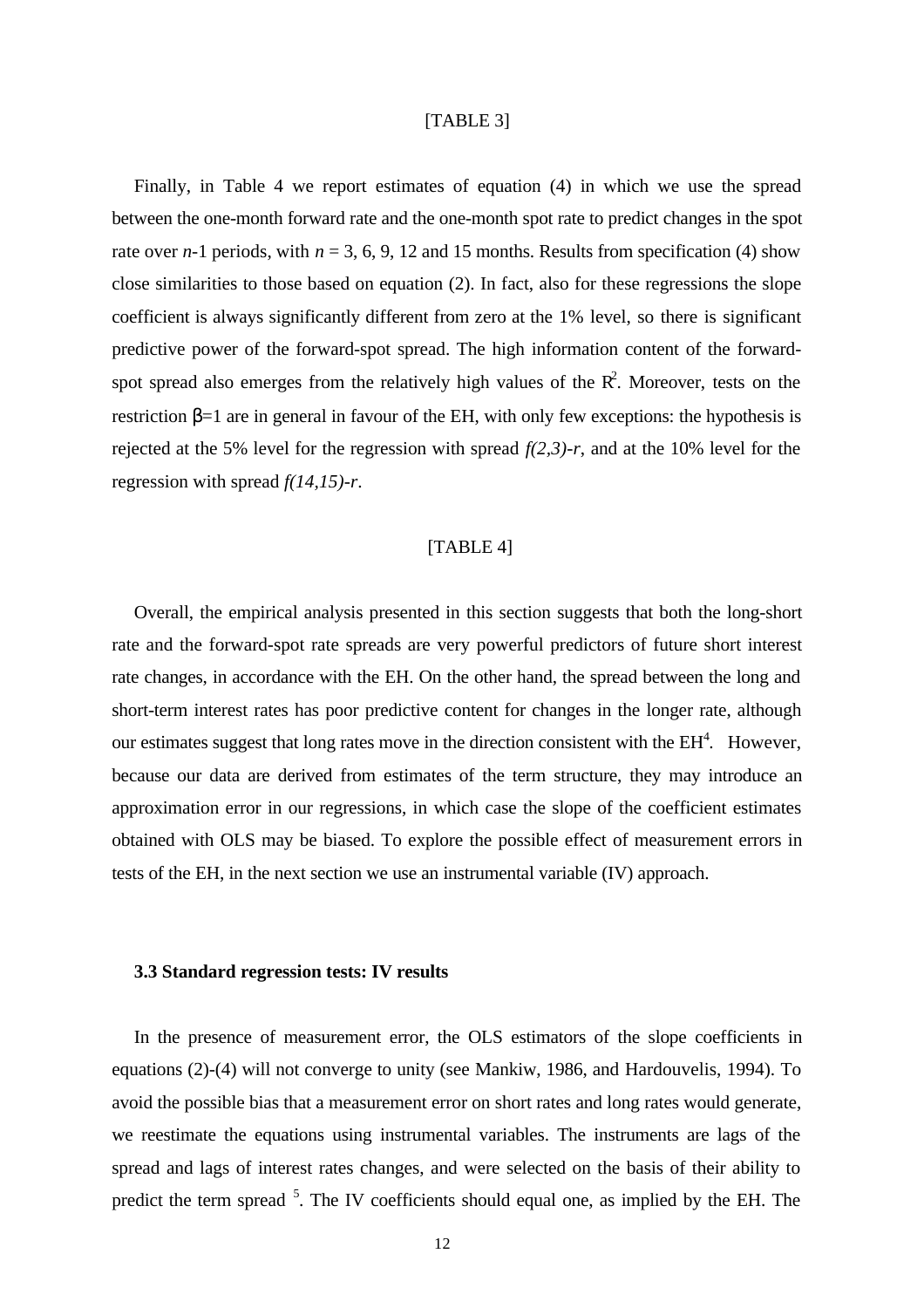[TABLE 3]

Finally, in Table 4 we report estimates of equation (4) in which we use the spread between the one-month forward rate and the one-month spot rate to predict changes in the spot rate over *n*-1 periods, with *n* = 3, 6, 9, 12 and 15 months. Results from specification (4) show close similarities to those based on equation (2). In fact, also for these regressions the slope coefficient is always significantly different from zero at the 1% level, so there is significant predictive power of the forward-spot spread. The high information content of the forward-spot spread also emerges from the relatively high values of the $R^2$. Moreover, tests on the restriction $\beta$=1 are in general in favour of the EH, with only few exceptions: the hypothesis is rejected at the 5% level for the regression with spread *f(2,3)-r*, and at the 10% level for the regression with spread *f(14,15)-r*.

[TABLE 4]

Overall, the empirical analysis presented in this section suggests that both the long-short rate and the forward-spot rate spreads are very powerful predictors of future short interest rate changes, in accordance with the EH. On the other hand, the spread between the long and short-term interest rates has poor predictive content for changes in the longer rate, although our estimates suggest that long rates move in the direction consistent with the EH[4]. However, because our data are derived from estimates of the term structure, they may introduce an approximation error in our regressions, in which case the slope of the coefficient estimates obtained with OLS may be biased. To explore the possible effect of measurement errors in tests of the EH, in the next section we use an instrumental variable (IV) approach.

### 3.3 Standard regression tests: IV results

In the presence of measurement error, the OLS estimators of the slope coefficients in equations (2)-(4) will not converge to unity (see Mankiw, 1986, and Hardouvelis, 1994). To avoid the possible bias that a measurement error on short rates and long rates would generate, we reestimate the equations using instrumental variables. The instruments are lags of the spread and lags of interest rates changes, and were selected on the basis of their ability to predict the term spread [5]. The IV coefficients should equal one, as implied by the EH. The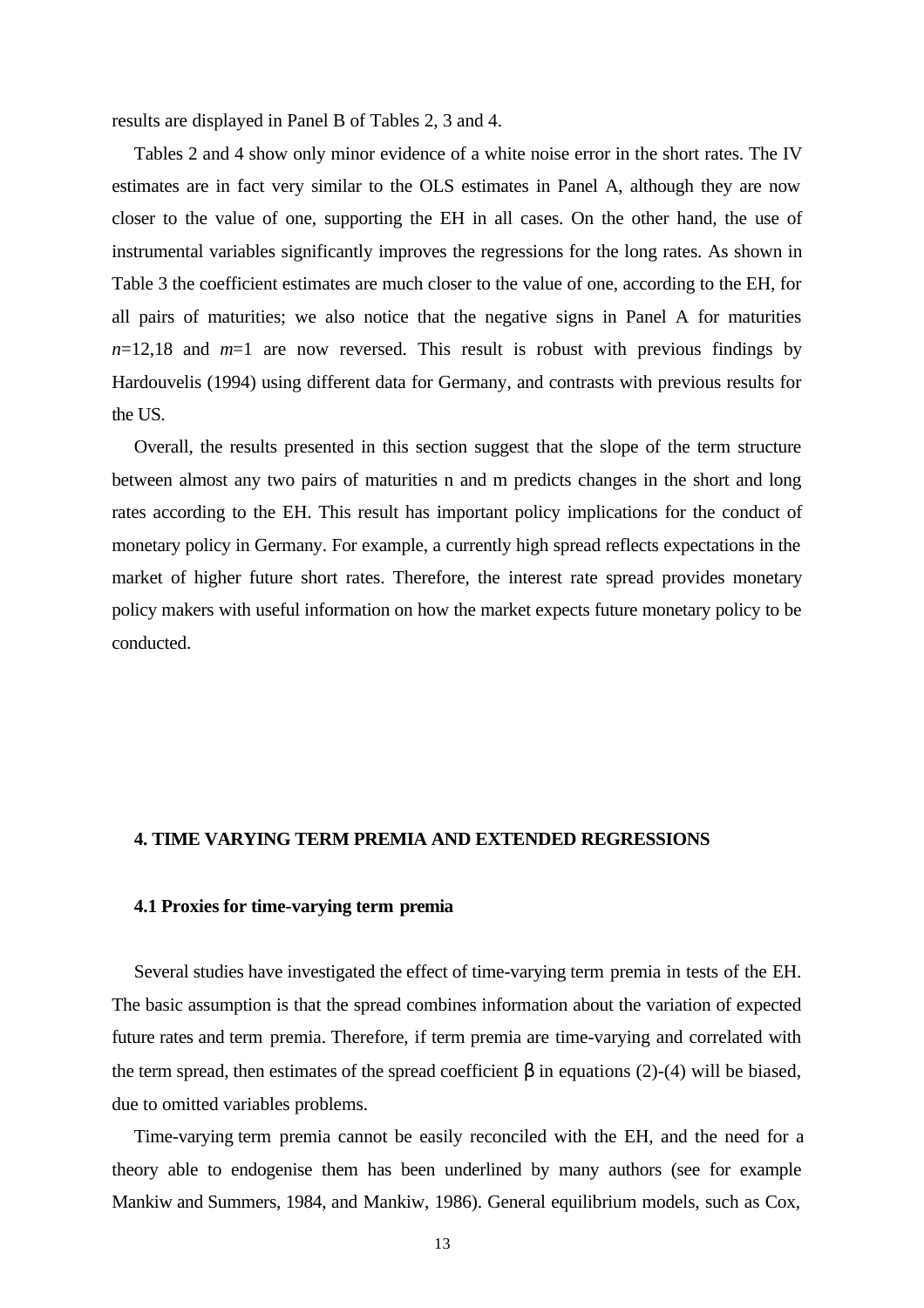results are displayed in Panel B of Tables 2, 3 and 4.

Tables 2 and 4 show only minor evidence of a white noise error in the short rates. The IV estimates are in fact very similar to the OLS estimates in Panel A, although they are now closer to the value of one, supporting the EH in all cases. On the other hand, the use of instrumental variables significantly improves the regressions for the long rates. As shown in Table 3 the coefficient estimates are much closer to the value of one, according to the EH, for all pairs of maturities; we also notice that the negative signs in Panel A for maturities $n$=12,18 and $m$=1 are now reversed. This result is robust with previous findings by Hardouvelis (1994) using different data for Germany, and contrasts with previous results for the US.

Overall, the results presented in this section suggest that the slope of the term structure between almost any two pairs of maturities n and m predicts changes in the short and long rates according to the EH. This result has important policy implications for the conduct of monetary policy in Germany. For example, a currently high spread reflects expectations in the market of higher future short rates. Therefore, the interest rate spread provides monetary policy makers with useful information on how the market expects future monetary policy to be conducted.

## 4. TIME VARYING TERM PREMIA AND EXTENDED REGRESSIONS

### 4.1 Proxies for time-varying term premia

Several studies have investigated the effect of time-varying term premia in tests of the EH. The basic assumption is that the spread combines information about the variation of expected future rates and term premia. Therefore, if term premia are time-varying and correlated with the term spread, then estimates of the spread coefficient $\beta$ in equations (2)-(4) will be biased, due to omitted variables problems.

Time-varying term premia cannot be easily reconciled with the EH, and the need for a theory able to endogenise them has been underlined by many authors (see for example Mankiw and Summers, 1984, and Mankiw, 1986). General equilibrium models, such as Cox,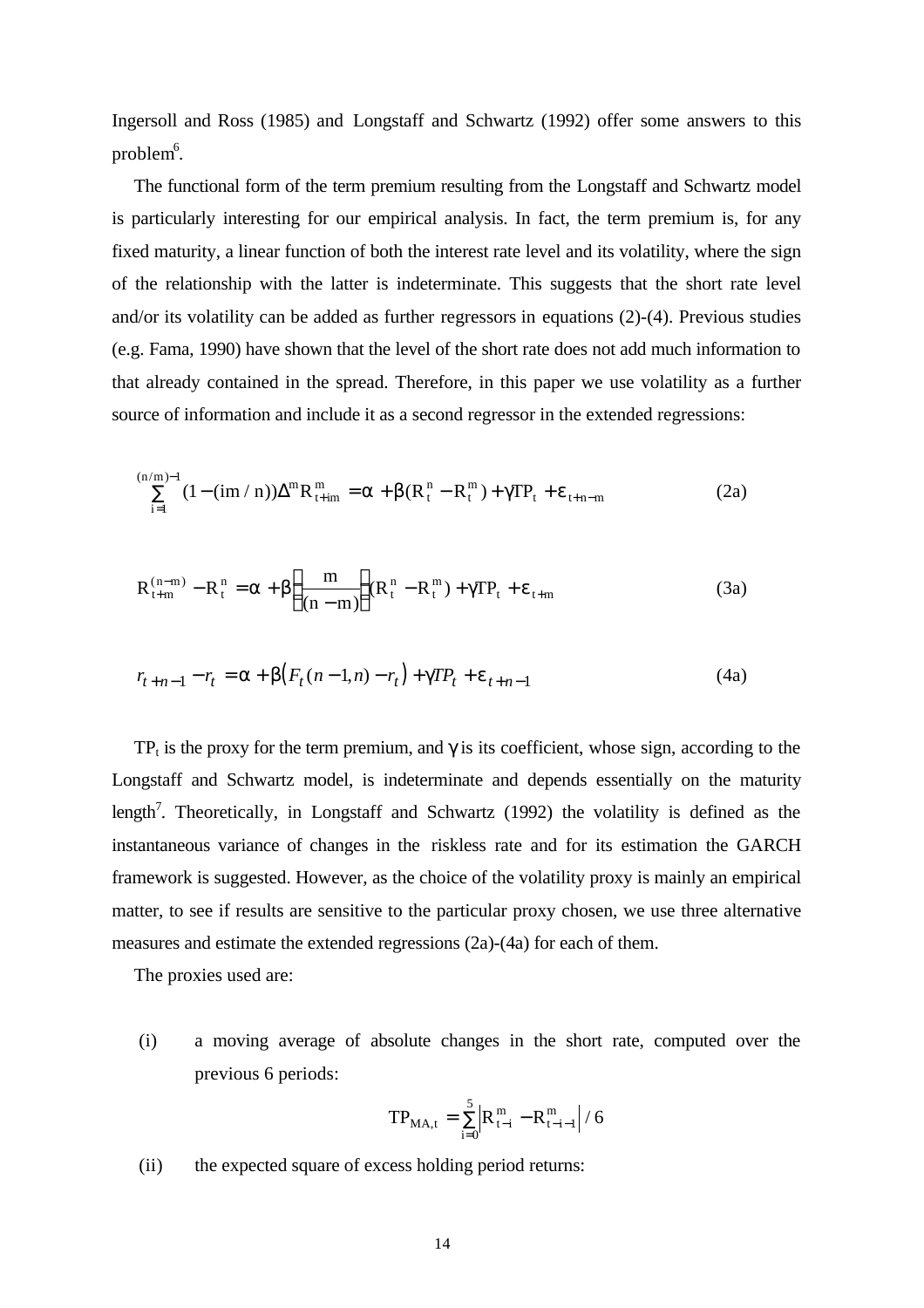Ingersoll and Ross (1985) and Longstaff and Schwartz (1992) offer some answers to this problem[6].

The functional form of the term premium resulting from the Longstaff and Schwartz model is particularly interesting for our empirical analysis. In fact, the term premium is, for any fixed maturity, a linear function of both the interest rate level and its volatility, where the sign of the relationship with the latter is indeterminate. This suggests that the short rate level and/or its volatility can be added as further regressors in equations (2)-(4). Previous studies (e.g. Fama, 1990) have shown that the level of the short rate does not add much information to that already contained in the spread. Therefore, in this paper we use volatility as a further source of information and include it as a second regressor in the extended regressions:

$$\sum_{i=1}^{(n/m)-1} (1-(im/n))\Delta^m R^m_{t+im} = \alpha + \beta(R^n_t - R^m_t) + \gamma TP_t + \varepsilon_{t+n-m} \tag{2a}$$

$$R^{(n-m)}_{t+m} - R^n_t = \alpha + \beta\left(\frac{m}{(n-m)}\right)(R^n_t - R^m_t) + \gamma TP_t + \varepsilon_{t+m} \tag{3a}$$

$$r_{t+n-1} - r_t = \alpha + \beta\left(F_t(n-1,n) - r_t\right) + \gamma TP_t + \varepsilon_{t+n-1} \tag{4a}$$

$TP_t$ is the proxy for the term premium, and $\gamma$ is its coefficient, whose sign, according to the Longstaff and Schwartz model, is indeterminate and depends essentially on the maturity length[7]. Theoretically, in Longstaff and Schwartz (1992) the volatility is defined as the instantaneous variance of changes in the riskless rate and for its estimation the GARCH framework is suggested. However, as the choice of the volatility proxy is mainly an empirical matter, to see if results are sensitive to the particular proxy chosen, we use three alternative measures and estimate the extended regressions (2a)-(4a) for each of them.

The proxies used are:

(i) a moving average of absolute changes in the short rate, computed over the previous 6 periods:

$$TP_{MA,t} = \sum_{i=0}^{5} \left| R^m_{t-i} - R^m_{t-i-1} \right| / 6$$

(ii) the expected square of excess holding period returns: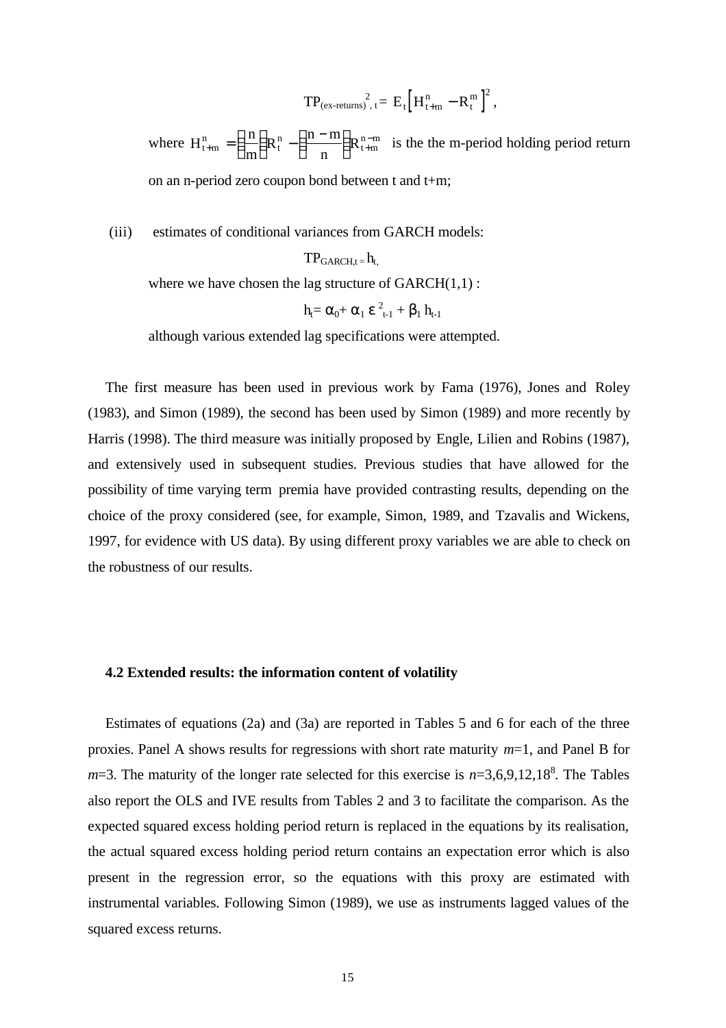$$TP_{(ex\text{-}returns)^2,t} = E_t\left[H^n_{t+m} - R^m_t\right]^2,$$

where $H^n_{t+m} = \left(\frac{n}{m}\right)R^n_t - \left(\frac{n-m}{n}\right)R^{n-m}_{t+m}$ is the the m-period holding period return on an n-period zero coupon bond between t and t+m;

(iii) estimates of conditional variances from GARCH models:

$$TP_{GARCH,t} = h_t,$$

where we have chosen the lag structure of GARCH(1,1) :

$$h_t = \alpha_0 + \alpha_1\, \varepsilon^2_{t-1} + \beta_1\, h_{t-1}$$

although various extended lag specifications were attempted.

The first measure has been used in previous work by Fama (1976), Jones and Roley (1983), and Simon (1989), the second has been used by Simon (1989) and more recently by Harris (1998). The third measure was initially proposed by Engle, Lilien and Robins (1987), and extensively used in subsequent studies. Previous studies that have allowed for the possibility of time varying term premia have provided contrasting results, depending on the choice of the proxy considered (see, for example, Simon, 1989, and Tzavalis and Wickens, 1997, for evidence with US data). By using different proxy variables we are able to check on the robustness of our results.

### 4.2 Extended results: the information content of volatility

Estimates of equations (2a) and (3a) are reported in Tables 5 and 6 for each of the three proxies. Panel A shows results for regressions with short rate maturity *m*=1, and Panel B for *m*=3. The maturity of the longer rate selected for this exercise is *n*=3,6,9,12,18[8]. The Tables also report the OLS and IVE results from Tables 2 and 3 to facilitate the comparison. As the expected squared excess holding period return is replaced in the equations by its realisation, the actual squared excess holding period return contains an expectation error which is also present in the regression error, so the equations with this proxy are estimated with instrumental variables. Following Simon (1989), we use as instruments lagged values of the squared excess returns.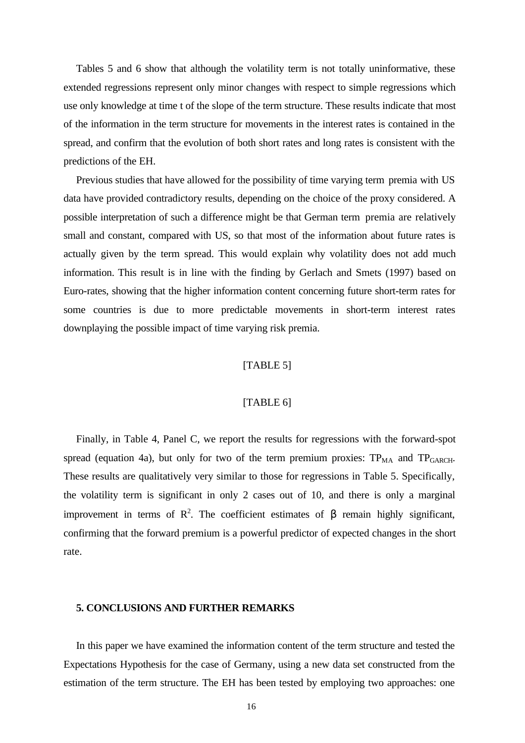Tables 5 and 6 show that although the volatility term is not totally uninformative, these extended regressions represent only minor changes with respect to simple regressions which use only knowledge at time t of the slope of the term structure. These results indicate that most of the information in the term structure for movements in the interest rates is contained in the spread, and confirm that the evolution of both short rates and long rates is consistent with the predictions of the EH.

Previous studies that have allowed for the possibility of time varying term premia with US data have provided contradictory results, depending on the choice of the proxy considered. A possible interpretation of such a difference might be that German term premia are relatively small and constant, compared with US, so that most of the information about future rates is actually given by the term spread. This would explain why volatility does not add much information. This result is in line with the finding by Gerlach and Smets (1997) based on Euro-rates, showing that the higher information content concerning future short-term rates for some countries is due to more predictable movements in short-term interest rates downplaying the possible impact of time varying risk premia.

[TABLE 5]

[TABLE 6]

Finally, in Table 4, Panel C, we report the results for regressions with the forward-spot spread (equation 4a), but only for two of the term premium proxies: $TP_{MA}$ and $TP_{GARCH}$. These results are qualitatively very similar to those for regressions in Table 5. Specifically, the volatility term is significant in only 2 cases out of 10, and there is only a marginal improvement in terms of $R^2$. The coefficient estimates of $\beta$ remain highly significant, confirming that the forward premium is a powerful predictor of expected changes in the short rate.

## 5. CONCLUSIONS AND FURTHER REMARKS

In this paper we have examined the information content of the term structure and tested the Expectations Hypothesis for the case of Germany, using a new data set constructed from the estimation of the term structure. The EH has been tested by employing two approaches: one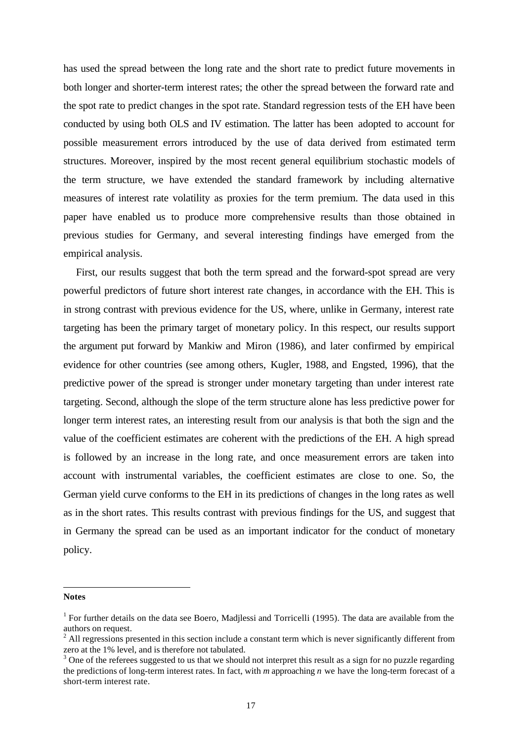has used the spread between the long rate and the short rate to predict future movements in both longer and shorter-term interest rates; the other the spread between the forward rate and the spot rate to predict changes in the spot rate. Standard regression tests of the EH have been conducted by using both OLS and IV estimation. The latter has been adopted to account for possible measurement errors introduced by the use of data derived from estimated term structures. Moreover, inspired by the most recent general equilibrium stochastic models of the term structure, we have extended the standard framework by including alternative measures of interest rate volatility as proxies for the term premium. The data used in this paper have enabled us to produce more comprehensive results than those obtained in previous studies for Germany, and several interesting findings have emerged from the empirical analysis.

First, our results suggest that both the term spread and the forward-spot spread are very powerful predictors of future short interest rate changes, in accordance with the EH. This is in strong contrast with previous evidence for the US, where, unlike in Germany, interest rate targeting has been the primary target of monetary policy. In this respect, our results support the argument put forward by Mankiw and Miron (1986), and later confirmed by empirical evidence for other countries (see among others, Kugler, 1988, and Engsted, 1996), that the predictive power of the spread is stronger under monetary targeting than under interest rate targeting. Second, although the slope of the term structure alone has less predictive power for longer term interest rates, an interesting result from our analysis is that both the sign and the value of the coefficient estimates are coherent with the predictions of the EH. A high spread is followed by an increase in the long rate, and once measurement errors are taken into account with instrumental variables, the coefficient estimates are close to one. So, the German yield curve conforms to the EH in its predictions of changes in the long rates as well as in the short rates. This results contrast with previous findings for the US, and suggest that in Germany the spread can be used as an important indicator for the conduct of monetary policy.

---

**Notes**

[1] For further details on the data see Boero, Madjlessi and Torricelli (1995). The data are available from the authors on request.

[2] All regressions presented in this section include a constant term which is never significantly different from zero at the 1% level, and is therefore not tabulated.

[3] One of the referees suggested to us that we should not interpret this result as a sign for no puzzle regarding the predictions of long-term interest rates. In fact, with $m$ approaching $n$ we have the long-term forecast of a short-term interest rate.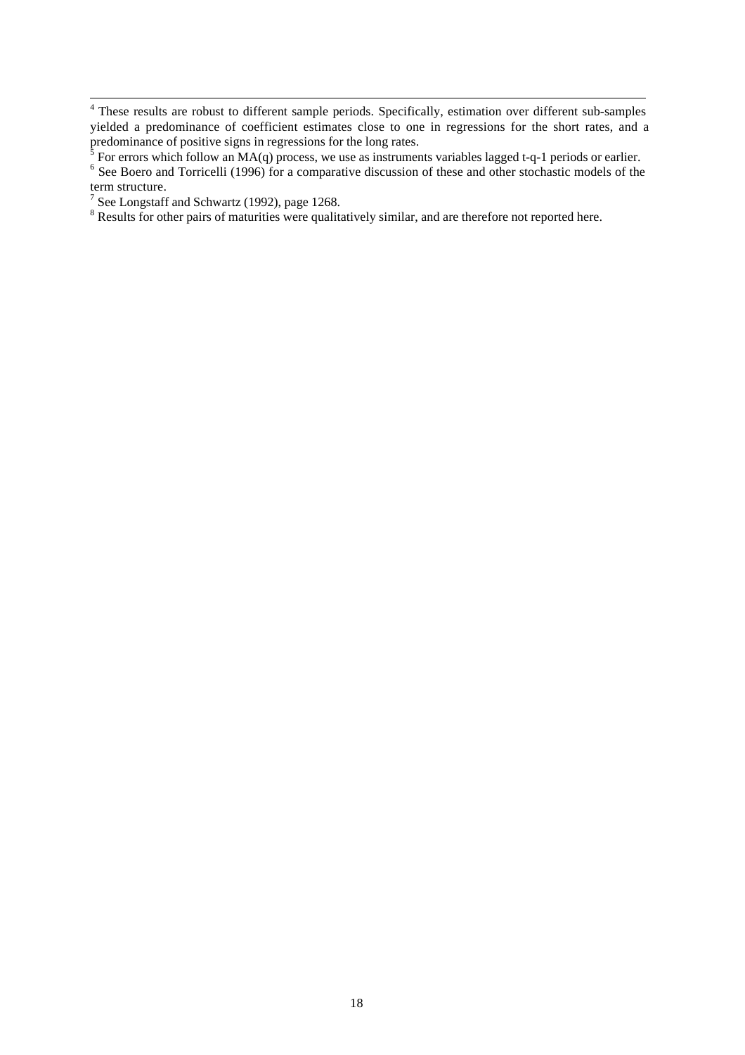[4] These results are robust to different sample periods. Specifically, estimation over different sub-samples yielded a predominance of coefficient estimates close to one in regressions for the short rates, and a predominance of positive signs in regressions for the long rates.

[5] For errors which follow an MA(q) process, we use as instruments variables lagged t-q-1 periods or earlier.

[6] See Boero and Torricelli (1996) for a comparative discussion of these and other stochastic models of the term structure.

[7] See Longstaff and Schwartz (1992), page 1268.

[8] Results for other pairs of maturities were qualitatively similar, and are therefore not reported here.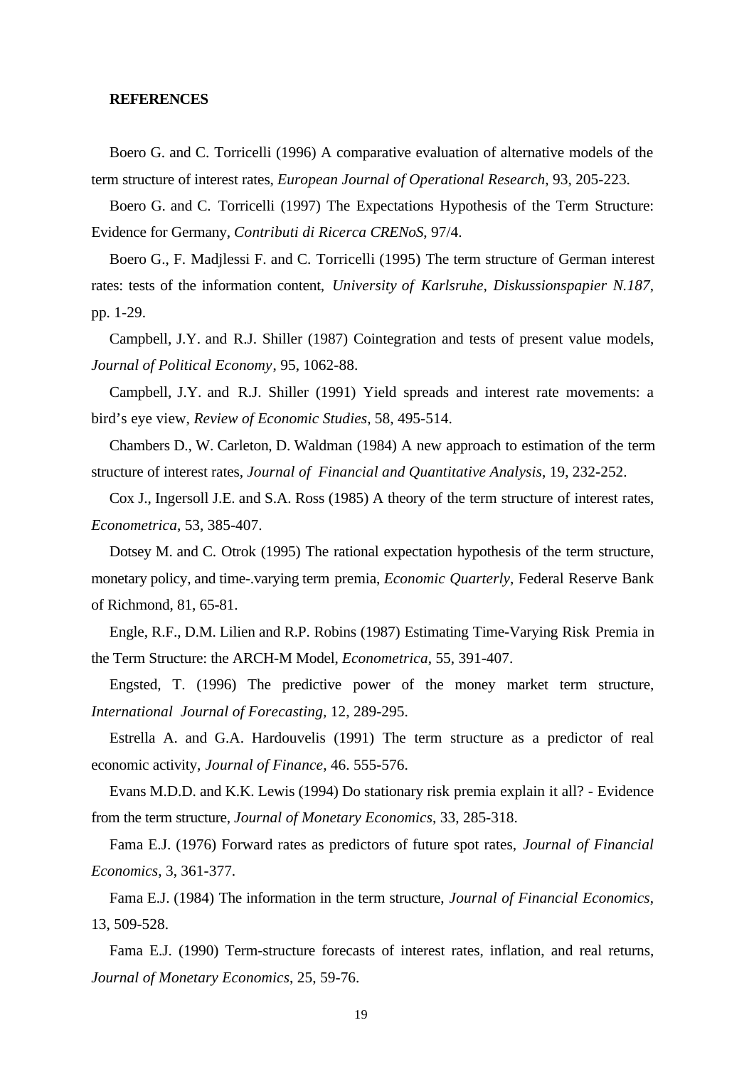**REFERENCES**

Boero G. and C. Torricelli (1996) A comparative evaluation of alternative models of the term structure of interest rates, *European Journal of Operational Research*, 93, 205-223.

Boero G. and C. Torricelli (1997) The Expectations Hypothesis of the Term Structure: Evidence for Germany, *Contributi di Ricerca CRENoS*, 97/4.

Boero G., F. Madjlessi F. and C. Torricelli (1995) The term structure of German interest rates: tests of the information content, *University of Karlsruhe, Diskussionspapier N.187*, pp. 1-29.

Campbell, J.Y. and R.J. Shiller (1987) Cointegration and tests of present value models, *Journal of Political Economy*, 95, 1062-88.

Campbell, J.Y. and R.J. Shiller (1991) Yield spreads and interest rate movements: a bird's eye view, *Review of Economic Studies*, 58, 495-514.

Chambers D., W. Carleton, D. Waldman (1984) A new approach to estimation of the term structure of interest rates, *Journal of Financial and Quantitative Analysis*, 19, 232-252.

Cox J., Ingersoll J.E. and S.A. Ross (1985) A theory of the term structure of interest rates, *Econometrica*, 53, 385-407.

Dotsey M. and C. Otrok (1995) The rational expectation hypothesis of the term structure, monetary policy, and time-.varying term premia, *Economic Quarterly*, Federal Reserve Bank of Richmond, 81, 65-81.

Engle, R.F., D.M. Lilien and R.P. Robins (1987) Estimating Time-Varying Risk Premia in the Term Structure: the ARCH-M Model, *Econometrica*, 55, 391-407.

Engsted, T. (1996) The predictive power of the money market term structure, *International Journal of Forecasting*, 12, 289-295.

Estrella A. and G.A. Hardouvelis (1991) The term structure as a predictor of real economic activity, *Journal of Finance*, 46. 555-576.

Evans M.D.D. and K.K. Lewis (1994) Do stationary risk premia explain it all? - Evidence from the term structure, *Journal of Monetary Economics*, 33, 285-318.

Fama E.J. (1976) Forward rates as predictors of future spot rates, *Journal of Financial Economics*, 3, 361-377.

Fama E.J. (1984) The information in the term structure, *Journal of Financial Economics*, 13, 509-528.

Fama E.J. (1990) Term-structure forecasts of interest rates, inflation, and real returns, *Journal of Monetary Economics*, 25, 59-76.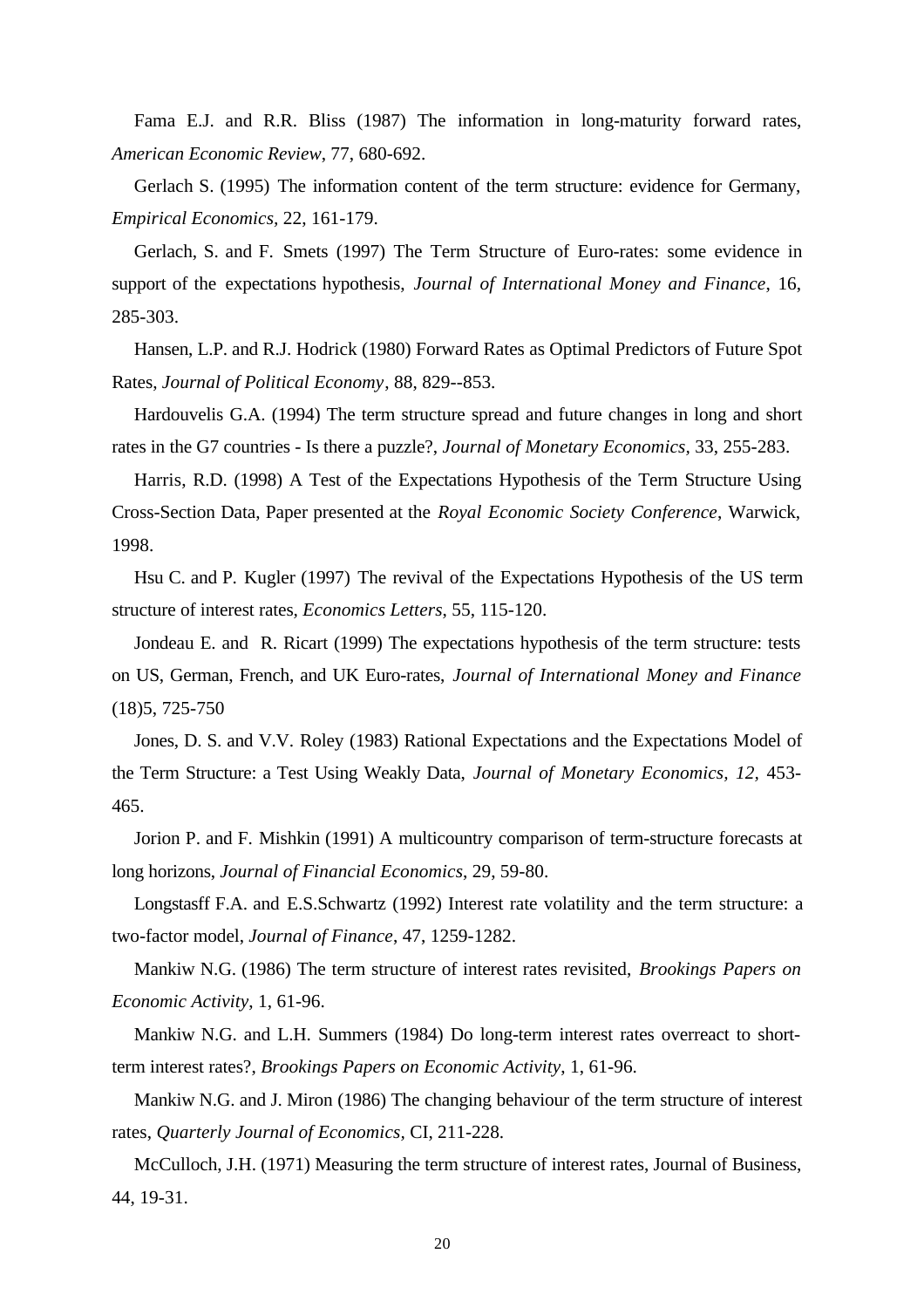Fama E.J. and R.R. Bliss (1987) The information in long-maturity forward rates, *American Economic Review*, 77, 680-692.

Gerlach S. (1995) The information content of the term structure: evidence for Germany, *Empirical Economics*, 22, 161-179.

Gerlach, S. and F. Smets (1997) The Term Structure of Euro-rates: some evidence in support of the expectations hypothesis, *Journal of International Money and Finance*, 16, 285-303.

Hansen, L.P. and R.J. Hodrick (1980) Forward Rates as Optimal Predictors of Future Spot Rates, *Journal of Political Economy*, 88, 829--853.

Hardouvelis G.A. (1994) The term structure spread and future changes in long and short rates in the G7 countries - Is there a puzzle?, *Journal of Monetary Economics*, 33, 255-283.

Harris, R.D. (1998) A Test of the Expectations Hypothesis of the Term Structure Using Cross-Section Data, Paper presented at the *Royal Economic Society Conference*, Warwick, 1998.

Hsu C. and P. Kugler (1997) The revival of the Expectations Hypothesis of the US term structure of interest rates, *Economics Letters*, 55, 115-120.

Jondeau E. and R. Ricart (1999) The expectations hypothesis of the term structure: tests on US, German, French, and UK Euro-rates, *Journal of International Money and Finance* (18)5, 725-750

Jones, D. S. and V.V. Roley (1983) Rational Expectations and the Expectations Model of the Term Structure: a Test Using Weakly Data, *Journal of Monetary Economics, 12,* 453-465.

Jorion P. and F. Mishkin (1991) A multicountry comparison of term-structure forecasts at long horizons, *Journal of Financial Economics*, 29, 59-80.

Longstasff F.A. and E.S.Schwartz (1992) Interest rate volatility and the term structure: a two-factor model, *Journal of Finance*, 47, 1259-1282.

Mankiw N.G. (1986) The term structure of interest rates revisited, *Brookings Papers on Economic Activity*, 1, 61-96.

Mankiw N.G. and L.H. Summers (1984) Do long-term interest rates overreact to short-term interest rates?, *Brookings Papers on Economic Activity*, 1, 61-96.

Mankiw N.G. and J. Miron (1986) The changing behaviour of the term structure of interest rates, *Quarterly Journal of Economics*, CI, 211-228.

McCulloch, J.H. (1971) Measuring the term structure of interest rates, Journal of Business, 44, 19-31.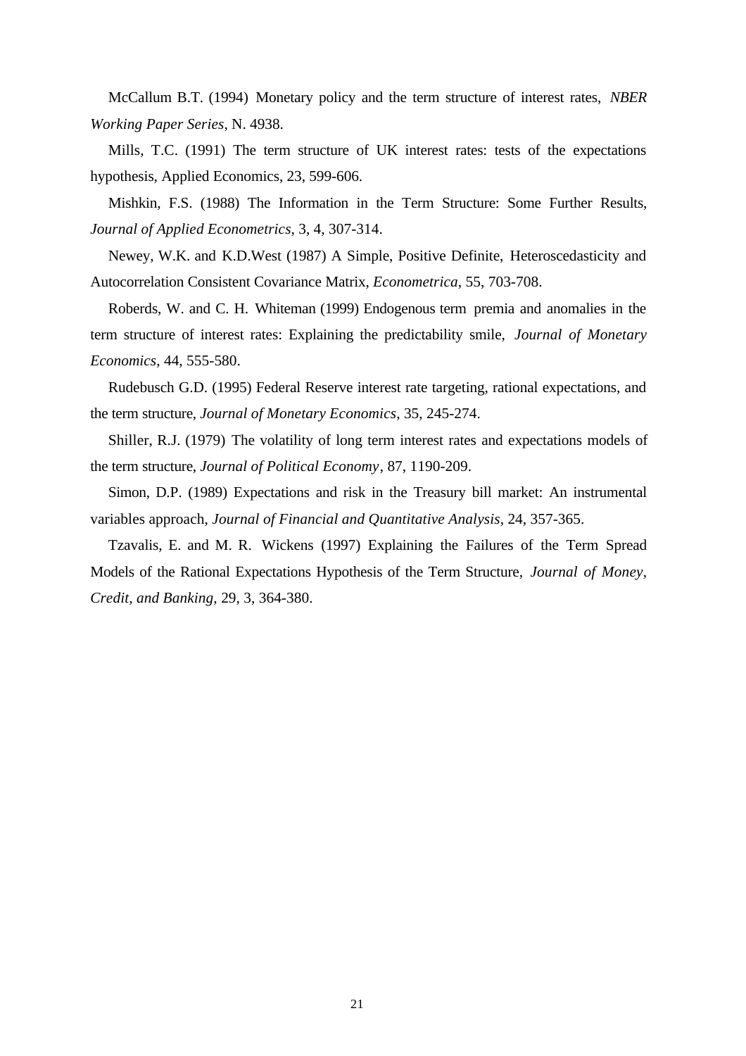McCallum B.T. (1994) Monetary policy and the term structure of interest rates, *NBER Working Paper Series*, N. 4938.

Mills, T.C. (1991) The term structure of UK interest rates: tests of the expectations hypothesis, Applied Economics, 23, 599-606.

Mishkin, F.S. (1988) The Information in the Term Structure: Some Further Results, *Journal of Applied Econometrics*, 3, 4, 307-314.

Newey, W.K. and K.D.West (1987) A Simple, Positive Definite, Heteroscedasticity and Autocorrelation Consistent Covariance Matrix, *Econometrica*, 55, 703-708.

Roberds, W. and C. H. Whiteman (1999) Endogenous term premia and anomalies in the term structure of interest rates: Explaining the predictability smile, *Journal of Monetary Economics*, 44, 555-580.

Rudebusch G.D. (1995) Federal Reserve interest rate targeting, rational expectations, and the term structure, *Journal of Monetary Economics*, 35, 245-274.

Shiller, R.J. (1979) The volatility of long term interest rates and expectations models of the term structure, *Journal of Political Economy*, 87, 1190-209.

Simon, D.P. (1989) Expectations and risk in the Treasury bill market: An instrumental variables approach, *Journal of Financial and Quantitative Analysis*, 24, 357-365.

Tzavalis, E. and M. R. Wickens (1997) Explaining the Failures of the Term Spread Models of the Rational Expectations Hypothesis of the Term Structure, *Journal of Money, Credit, and Banking*, 29, 3, 364-380.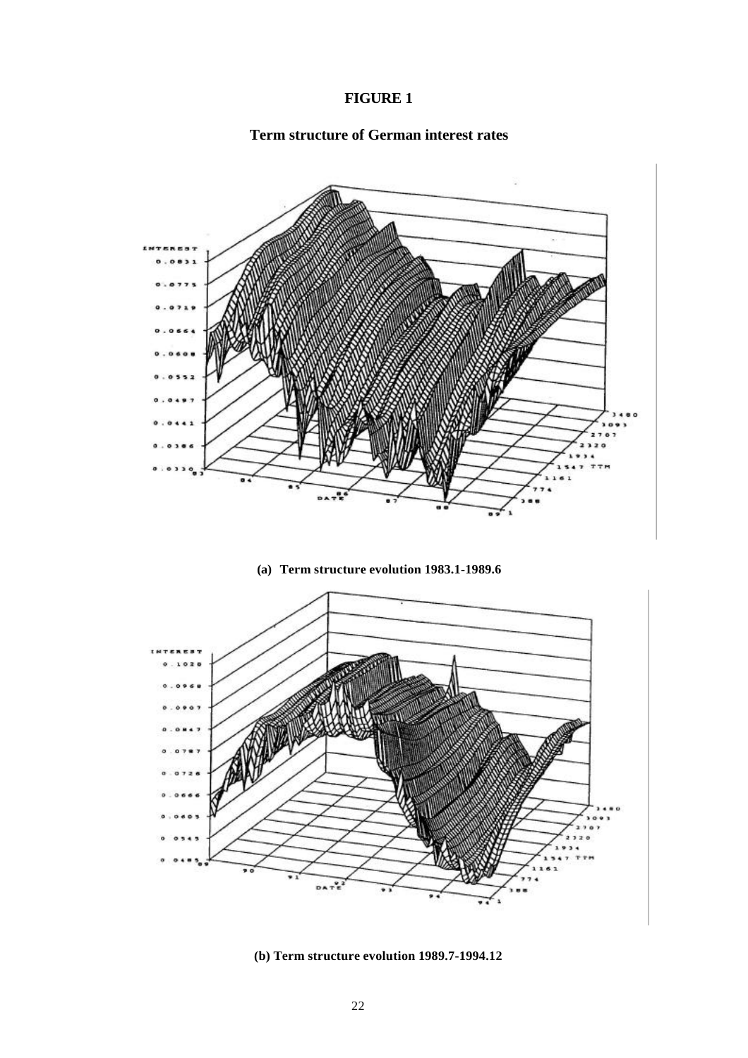# FIGURE 1

## Term structure of German interest rates

**(a) Term structure evolution 1983.1-1989.6**

**(b) Term structure evolution 1989.7-1994.12**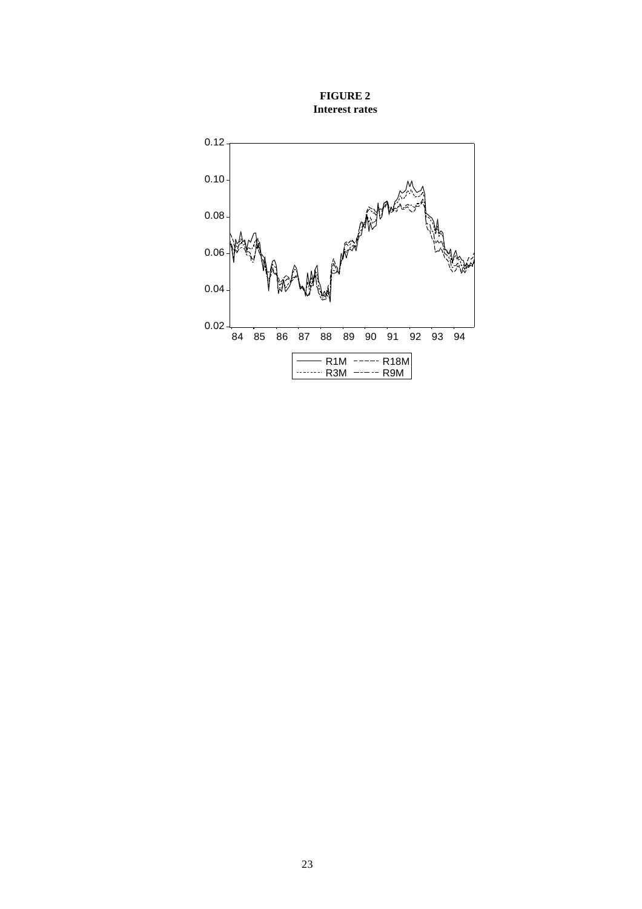**FIGURE 2**
**Interest rates**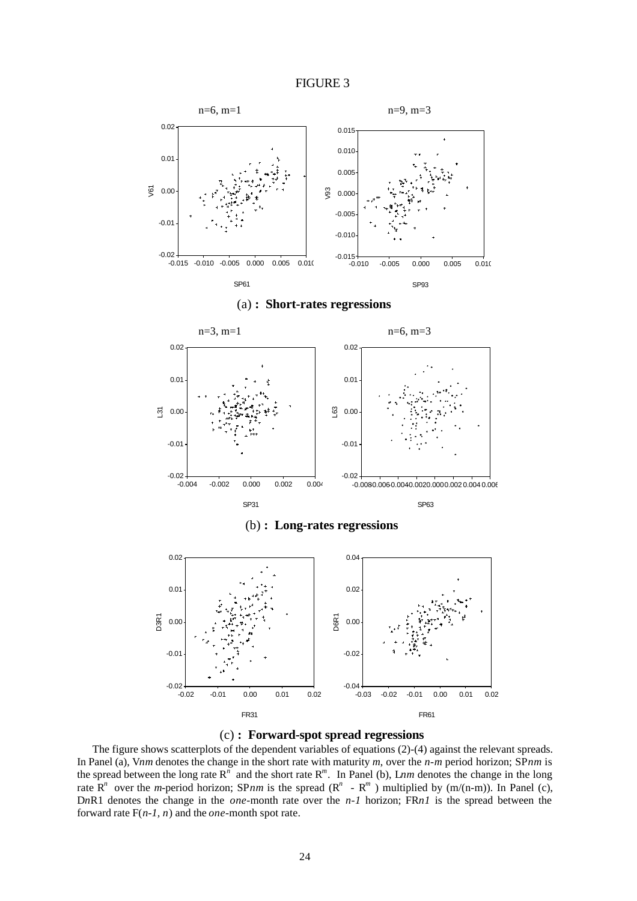FIGURE 3

(a) **: Short-rates regressions**

(b) **: Long-rates regressions**

(c) **: Forward-spot spread regressions**

The figure shows scatterplots of the dependent variables of equations (2)-(4) against the relevant spreads. In Panel (a), V*nm* denotes the change in the short rate with maturity *m*, over the *n-m* period horizon; SP*nm* is the spread between the long rate $R^n$ and the short rate $R^m$. In Panel (b), L*nm* denotes the change in the long rate $R^n$ over the *m*-period horizon; SP*nm* is the spread ($R^n$ - $R^m$) multiplied by (m/(n-m)). In Panel (c), D*n*R1 denotes the change in the *one*-month rate over the *n-1* horizon; FR*n1* is the spread between the forward rate F(*n-1*, *n*) and the *one*-month spot rate.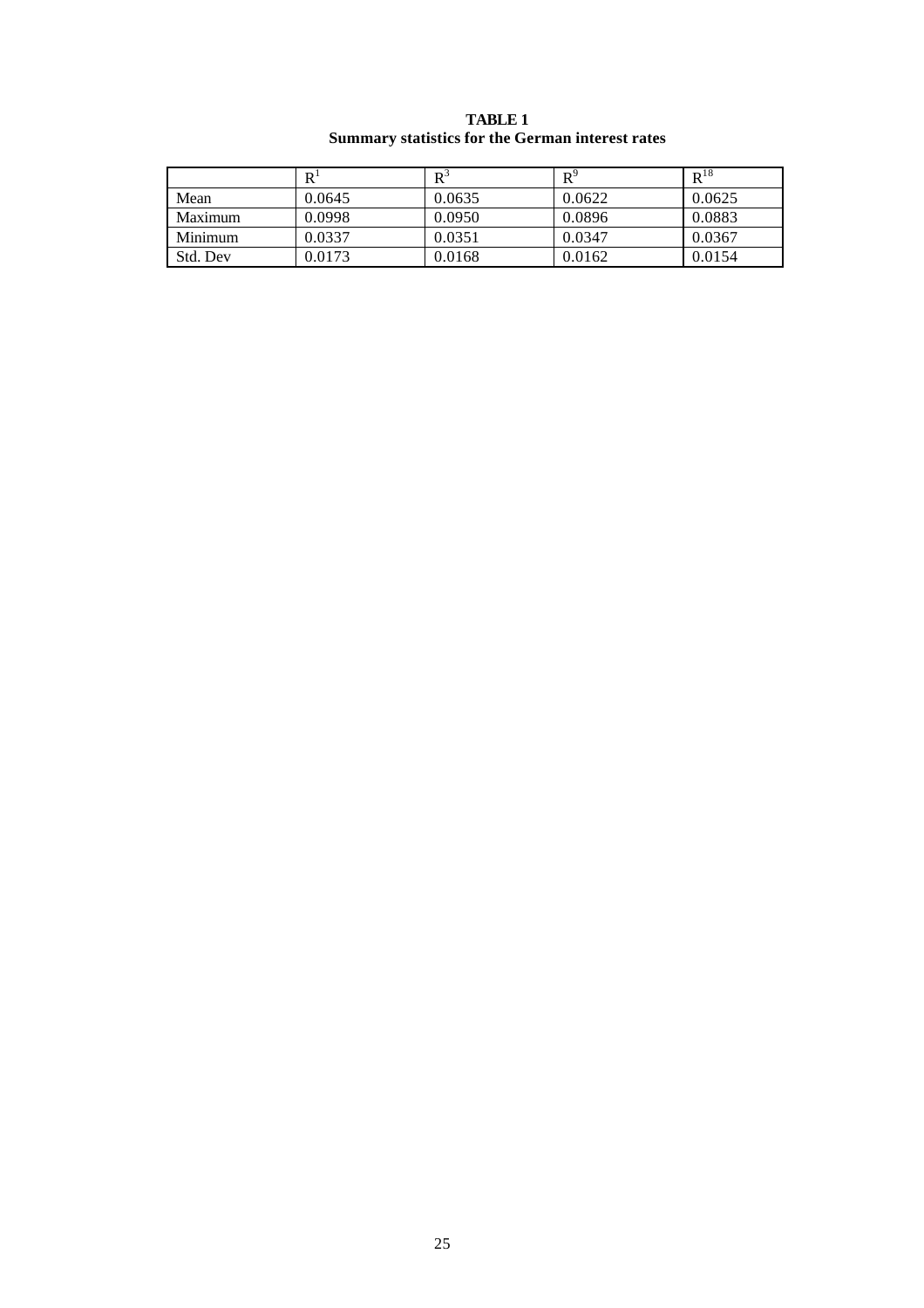**TABLE 1**
**Summary statistics for the German interest rates**

| | $R^1$ | $R^3$ | $R^9$ | $R^{18}$ |
|---|---|---|---|---|
| Mean | 0.0645 | 0.0635 | 0.0622 | 0.0625 |
| Maximum | 0.0998 | 0.0950 | 0.0896 | 0.0883 |
| Minimum | 0.0337 | 0.0351 | 0.0347 | 0.0367 |
| Std. Dev | 0.0173 | 0.0168 | 0.0162 | 0.0154 |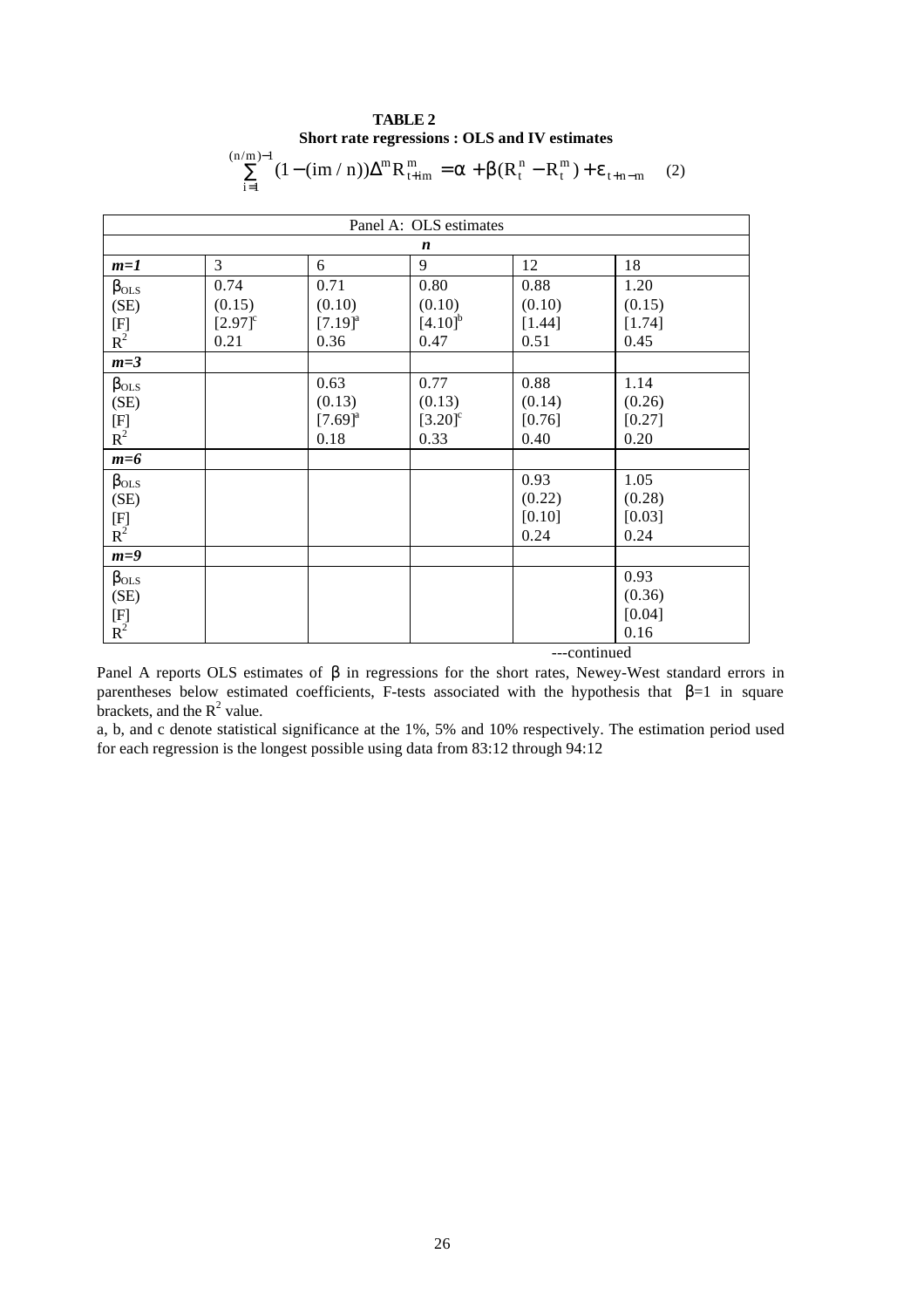**TABLE 2**

**Short rate regressions : OLS and IV estimates**

$$\sum_{i=1}^{(n/m)-1}(1-(im/n))\Delta^m R^m_{t+im} = \alpha + \beta(R^n_t - R^m_t) + \varepsilon_{t+n-m} \quad (2)$$

| Panel A: OLS estimates | | | | | |
|---|---|---|---|---|---|
| | *n* | | | | |
| ***m=1*** | 3 | 6 | 9 | 12 | 18 |
| $\beta_{OLS}$ | 0.74 | 0.71 | 0.80 | 0.88 | 1.20 |
| (SE) | (0.15) | (0.10) | (0.10) | (0.10) | (0.15) |
| [F] | [2.97][c] | [7.19][a] | [4.10][b] | [1.44] | [1.74] |
| $R^2$ | 0.21 | 0.36 | 0.47 | 0.51 | 0.45 |
| ***m=3*** | | | | | |
| $\beta_{OLS}$ | | 0.63 | 0.77 | 0.88 | 1.14 |
| (SE) | | (0.13) | (0.13) | (0.14) | (0.26) |
| [F] | | [7.69][a] | [3.20][c] | [0.76] | [0.27] |
| $R^2$ | | 0.18 | 0.33 | 0.40 | 0.20 |
| ***m=6*** | | | | | |
| $\beta_{OLS}$ | | | | 0.93 | 1.05 |
| (SE) | | | | (0.22) | (0.28) |
| [F] | | | | [0.10] | [0.03] |
| $R^2$ | | | | 0.24 | 0.24 |
| ***m=9*** | | | | | |
| $\beta_{OLS}$ | | | | | 0.93 |
| (SE) | | | | | (0.36) |
| [F] | | | | | [0.04] |
| $R^2$ | | | | | 0.16 |

---continued

Panel A reports OLS estimates of $\beta$ in regressions for the short rates, Newey-West standard errors in parentheses below estimated coefficients, F-tests associated with the hypothesis that $\beta$=1 in square brackets, and the $R^2$ value.

a, b, and c denote statistical significance at the 1%, 5% and 10% respectively. The estimation period used for each regression is the longest possible using data from 83:12 through 94:12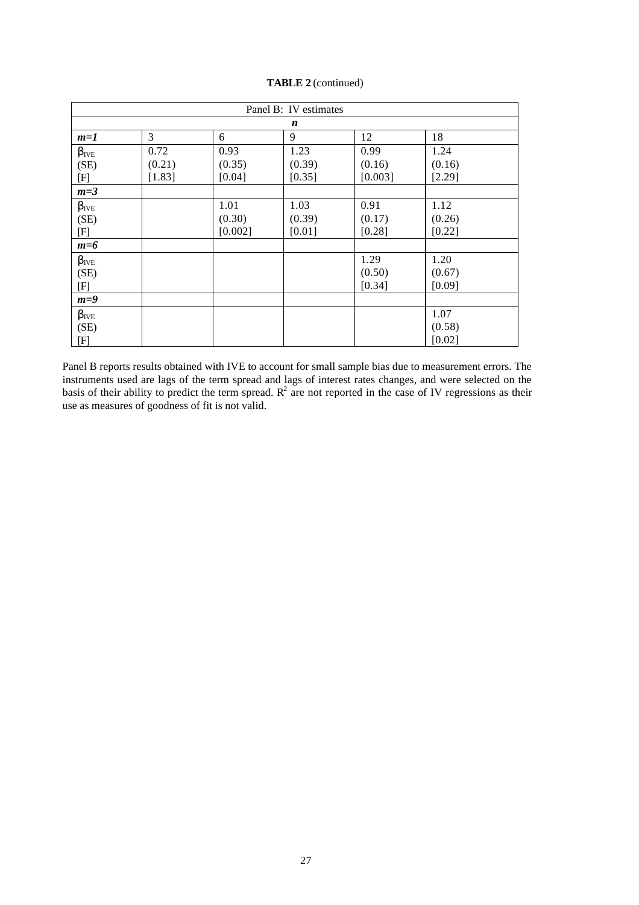**TABLE 2** (continued)

| Panel B: IV estimates | | | | | |
|---|---|---|---|---|---|
| | ***n*** | | | | |
| ***m=1*** | 3 | 6 | 9 | 12 | 18 |
| $\beta_{IVE}$<br>(SE)<br>[F] | 0.72<br>(0.21)<br>[1.83] | 0.93<br>(0.35)<br>[0.04] | 1.23<br>(0.39)<br>[0.35] | 0.99<br>(0.16)<br>[0.003] | 1.24<br>(0.16)<br>[2.29] |
| ***m=3*** | | | | | |
| $\beta_{IVE}$<br>(SE)<br>[F] | | 1.01<br>(0.30)<br>[0.002] | 1.03<br>(0.39)<br>[0.01] | 0.91<br>(0.17)<br>[0.28] | 1.12<br>(0.26)<br>[0.22] |
| ***m=6*** | | | | | |
| $\beta_{IVE}$<br>(SE)<br>[F] | | | | 1.29<br>(0.50)<br>[0.34] | 1.20<br>(0.67)<br>[0.09] |
| ***m=9*** | | | | | |
| $\beta_{IVE}$<br>(SE)<br>[F] | | | | | 1.07<br>(0.58)<br>[0.02] |

Panel B reports results obtained with IVE to account for small sample bias due to measurement errors. The instruments used are lags of the term spread and lags of interest rates changes, and were selected on the basis of their ability to predict the term spread. $R^2$ are not reported in the case of IV regressions as their use as measures of goodness of fit is not valid.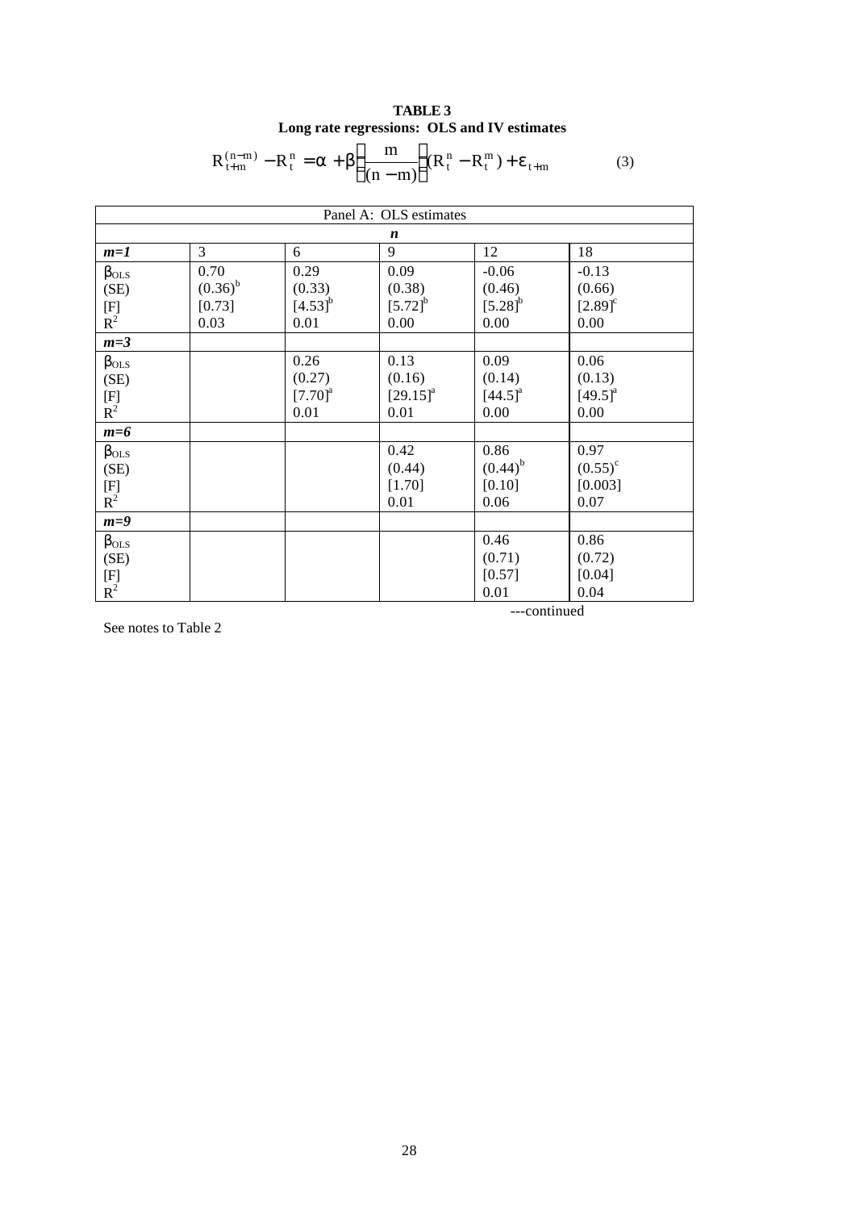**TABLE 3**
**Long rate regressions: OLS and IV estimates**

$$R_{t+m}^{(n-m)} - R_t^n = \alpha + \beta\left(\frac{m}{(n-m)}\right)(R_t^n - R_t^m) + \varepsilon_{t+m} \qquad (3)$$

| Panel A: OLS estimates | | | | | |
|---|---|---|---|---|---|
| | ***n*** | | | | |
| ***m=1*** | 3 | 6 | 9 | 12 | 18 |
| $\beta_{OLS}$ | 0.70 | 0.29 | 0.09 | -0.06 | -0.13 |
| (SE) | $(0.36)^b$ | (0.33) | (0.38) | (0.46) | (0.66) |
| [F] | [0.73] | $[4.53]^b$ | $[5.72]^b$ | $[5.28]^b$ | $[2.89]^c$ |
| $R^2$ | 0.03 | 0.01 | 0.00 | 0.00 | 0.00 |
| ***m=3*** | | | | | |
| $\beta_{OLS}$ | | 0.26 | 0.13 | 0.09 | 0.06 |
| (SE) | | (0.27) | (0.16) | (0.14) | (0.13) |
| [F] | | $[7.70]^a$ | $[29.15]^a$ | $[44.5]^a$ | $[49.5]^a$ |
| $R^2$ | | 0.01 | 0.01 | 0.00 | 0.00 |
| ***m=6*** | | | | | |
| $\beta_{OLS}$ | | | 0.42 | 0.86 | 0.97 |
| (SE) | | | (0.44) | $(0.44)^b$ | $(0.55)^c$ |
| [F] | | | [1.70] | [0.10] | [0.003] |
| $R^2$ | | | 0.01 | 0.06 | 0.07 |
| ***m=9*** | | | | | |
| $\beta_{OLS}$ | | | | 0.46 | 0.86 |
| (SE) | | | | (0.71) | (0.72) |
| [F] | | | | [0.57] | [0.04] |
| $R^2$ | | | | 0.01 | 0.04 |

---continued

See notes to Table 2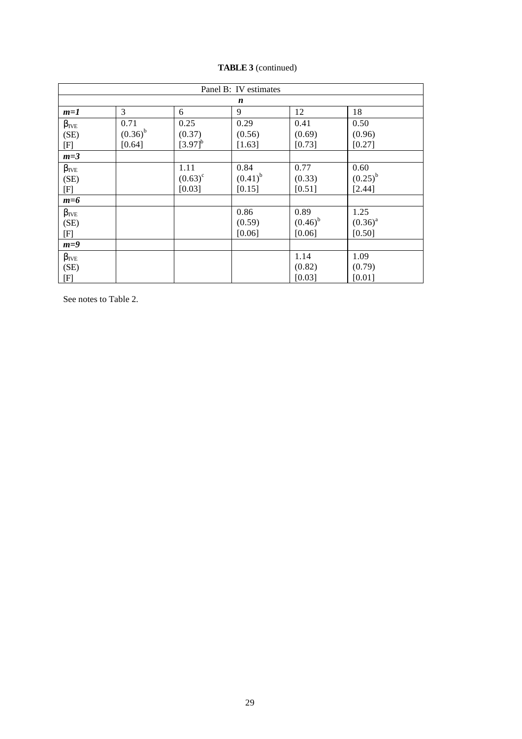**TABLE 3** (continued)

| Panel B: IV estimates | | | | | |
|---|---|---|---|---|---|
| | ***n*** | | | | |
| ***m=1*** | 3 | 6 | 9 | 12 | 18 |
| $\beta_{IVE}$ | 0.71 | 0.25 | 0.29 | 0.41 | 0.50 |
| (SE) | $(0.36)^{b}$ | (0.37) | (0.56) | (0.69) | (0.96) |
| [F] | [0.64] | $[3.97]^{b}$ | [1.63] | [0.73] | [0.27] |
| ***m=3*** | | | | | |
| $\beta_{IVE}$ | | 1.11 | 0.84 | 0.77 | 0.60 |
| (SE) | | $(0.63)^{c}$ | $(0.41)^{b}$ | (0.33) | $(0.25)^{b}$ |
| [F] | | [0.03] | [0.15] | [0.51] | [2.44] |
| ***m=6*** | | | | | |
| $\beta_{IVE}$ | | | 0.86 | 0.89 | 1.25 |
| (SE) | | | (0.59) | $(0.46)^{b}$ | $(0.36)^{a}$ |
| [F] | | | [0.06] | [0.06] | [0.50] |
| ***m=9*** | | | | | |
| $\beta_{IVE}$ | | | | 1.14 | 1.09 |
| (SE) | | | | (0.82) | (0.79) |
| [F] | | | | [0.03] | [0.01] |

See notes to Table 2.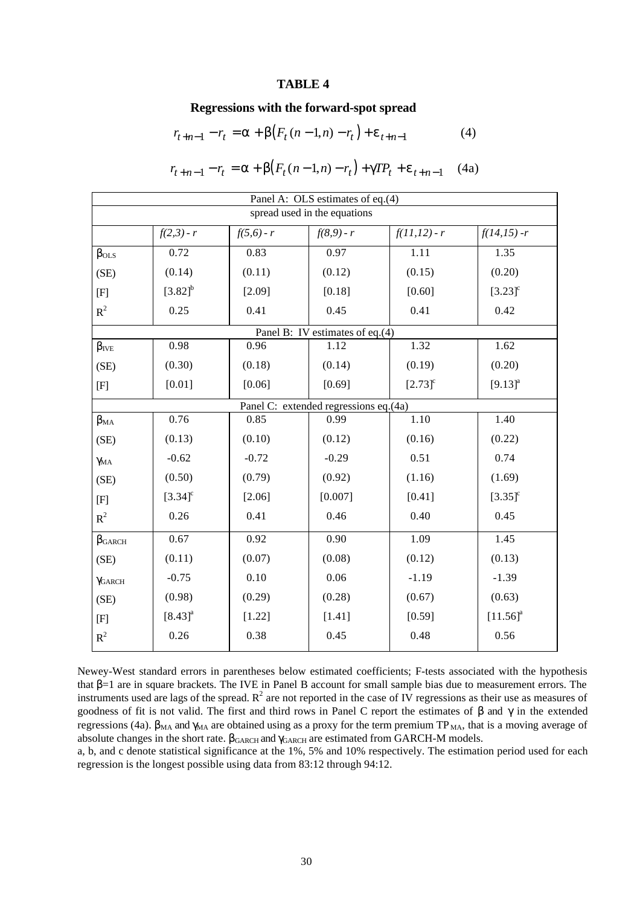# TABLE 4

## Regressions with the forward-spot spread

$$r_{t+n-1} - r_t = \alpha + \beta\left(F_t(n-1,n) - r_t\right) + \varepsilon_{t+n-1} \qquad (4)$$

$$r_{t+n-1} - r_t = \alpha + \beta\left(F_t(n-1,n) - r_t\right) + \gamma TP_t + \varepsilon_{t+n-1} \qquad (4a)$$

| Panel A: OLS estimates of eq.(4) | | | | | |
|---|---|---|---|---|---|
| | spread used in the equations | | | | |
| | *f(2,3) - r* | *f(5,6) - r* | *f(8,9) - r* | *f(11,12) - r* | *f(14,15) -r* |
| $\beta_{OLS}$ | 0.72 | 0.83 | 0.97 | 1.11 | 1.35 |
| (SE) | (0.14) | (0.11) | (0.12) | (0.15) | (0.20) |
| [F] | [3.82][b] | [2.09] | [0.18] | [0.60] | [3.23][c] |
| $R^2$ | 0.25 | 0.41 | 0.45 | 0.41 | 0.42 |
| **Panel B: IV estimates of eq.(4)** | | | | | |
| $\beta_{IVE}$ | 0.98 | 0.96 | 1.12 | 1.32 | 1.62 |
| (SE) | (0.30) | (0.18) | (0.14) | (0.19) | (0.20) |
| [F] | [0.01] | [0.06] | [0.69] | [2.73][c] | [9.13][a] |
| **Panel C: extended regressions eq.(4a)** | | | | | |
| $\beta_{MA}$ | 0.76 | 0.85 | 0.99 | 1.10 | 1.40 |
| (SE) | (0.13) | (0.10) | (0.12) | (0.16) | (0.22) |
| $\gamma_{MA}$ | -0.62 | -0.72 | -0.29 | 0.51 | 0.74 |
| (SE) | (0.50) | (0.79) | (0.92) | (1.16) | (1.69) |
| [F] | [3.34][c] | [2.06] | [0.007] | [0.41] | [3.35][c] |
| $R^2$ | 0.26 | 0.41 | 0.46 | 0.40 | 0.45 |
| $\beta_{GARCH}$ | 0.67 | 0.92 | 0.90 | 1.09 | 1.45 |
| (SE) | (0.11) | (0.07) | (0.08) | (0.12) | (0.13) |
| $\gamma_{GARCH}$ | -0.75 | 0.10 | 0.06 | -1.19 | -1.39 |
| (SE) | (0.98) | (0.29) | (0.28) | (0.67) | (0.63) |
| [F] | [8.43][a] | [1.22] | [1.41] | [0.59] | [11.56][a] |
| $R^2$ | 0.26 | 0.38 | 0.45 | 0.48 | 0.56 |

Newey-West standard errors in parentheses below estimated coefficients; F-tests associated with the hypothesis that $\beta$=1 are in square brackets. The IVE in Panel B account for small sample bias due to measurement errors. The instruments used are lags of the spread. $R^2$ are not reported in the case of IV regressions as their use as measures of goodness of fit is not valid. The first and third rows in Panel C report the estimates of $\beta$ and $\gamma$ in the extended regressions (4a). $\beta_{MA}$ and $\gamma_{MA}$ are obtained using as a proxy for the term premium $TP_{MA}$, that is a moving average of absolute changes in the short rate. $\beta_{GARCH}$ and $\gamma_{GARCH}$ are estimated from GARCH-M models.

a, b, and c denote statistical significance at the 1%, 5% and 10% respectively. The estimation period used for each regression is the longest possible using data from 83:12 through 94:12.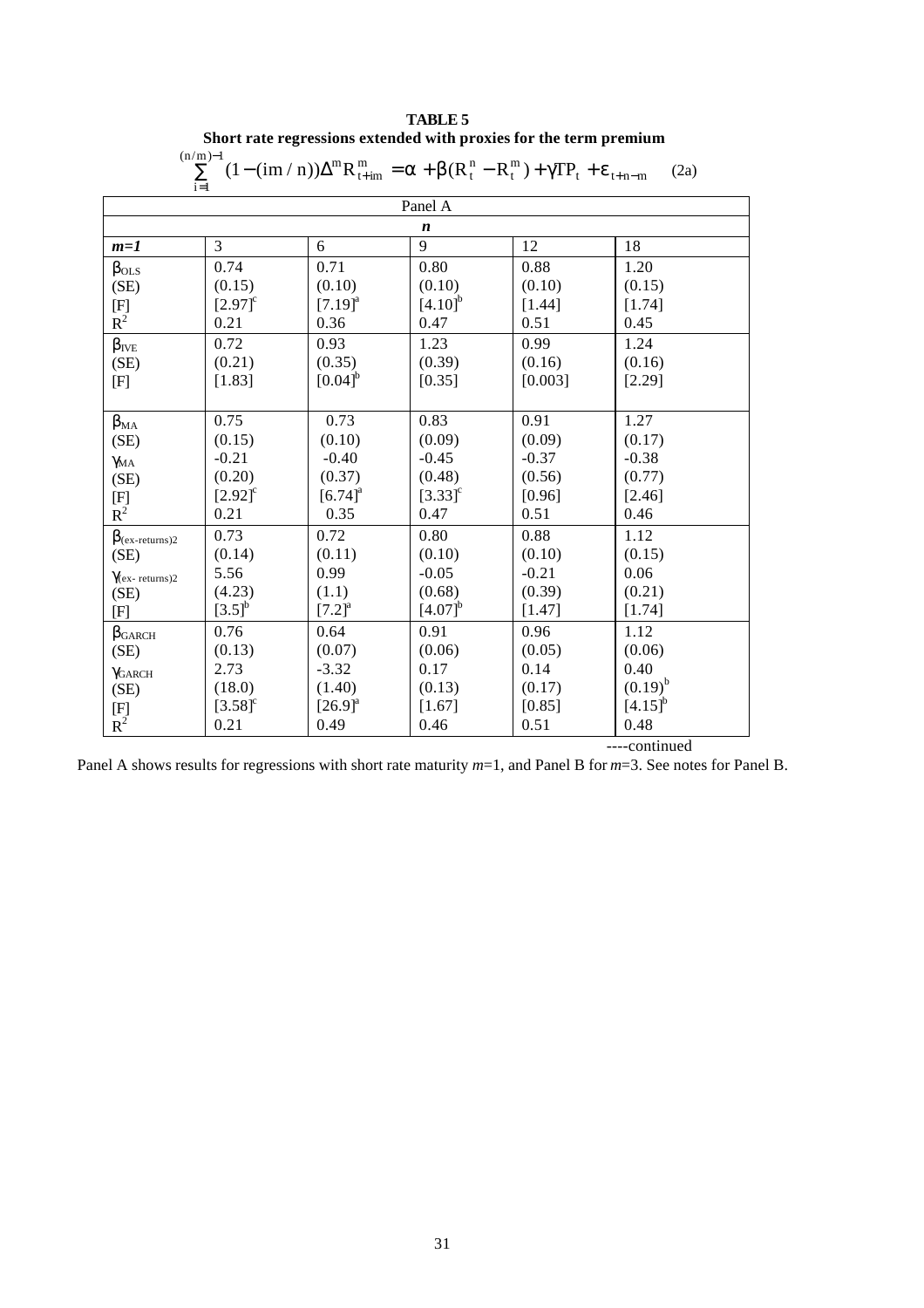**TABLE 5**

**Short rate regressions extended with proxies for the term premium**

$$\sum_{i=1}^{(n/m)-1}(1-(im/n))\Delta^m R_{t+im}^m = \alpha + \beta(R_t^n - R_t^m) + \gamma TP_t + \varepsilon_{t+n-m} \quad \text{(2a)}$$

| Panel A | | | | | |
|---|---|---|---|---|---|
| | ***n*** | | | | |
| ***m=1*** | 3 | 6 | 9 | 12 | 18 |
| $\beta_{OLS}$ | 0.74 | 0.71 | 0.80 | 0.88 | 1.20 |
| (SE) | (0.15) | (0.10) | (0.10) | (0.10) | (0.15) |
| [F] | [2.97][c] | [7.19][a] | [4.10][b] | [1.44] | [1.74] |
| $R^2$ | 0.21 | 0.36 | 0.47 | 0.51 | 0.45 |
| $\beta_{IVE}$ | 0.72 | 0.93 | 1.23 | 0.99 | 1.24 |
| (SE) | (0.21) | (0.35) | (0.39) | (0.16) | (0.16) |
| [F] | [1.83] | [0.04][b] | [0.35] | [0.003] | [2.29] |
| $\beta_{MA}$ | 0.75 | 0.73 | 0.83 | 0.91 | 1.27 |
| (SE) | (0.15) | (0.10) | (0.09) | (0.09) | (0.17) |
| $\gamma_{MA}$ | -0.21 | -0.40 | -0.45 | -0.37 | -0.38 |
| (SE) | (0.20) | (0.37) | (0.48) | (0.56) | (0.77) |
| [F] | [2.92][c] | [6.74][a] | [3.33][c] | [0.96] | [2.46] |
| $R^2$ | 0.21 | 0.35 | 0.47 | 0.51 | 0.46 |
| $\beta_{(ex\text{-}returns)2}$ | 0.73 | 0.72 | 0.80 | 0.88 | 1.12 |
| (SE) | (0.14) | (0.11) | (0.10) | (0.10) | (0.15) |
| $\gamma_{(ex\text{-}returns)2}$ | 5.56 | 0.99 | -0.05 | -0.21 | 0.06 |
| (SE) | (4.23) | (1.1) | (0.68) | (0.39) | (0.21) |
| [F] | [3.5][b] | [7.2][a] | [4.07][b] | [1.47] | [1.74] |
| $\beta_{GARCH}$ | 0.76 | 0.64 | 0.91 | 0.96 | 1.12 |
| (SE) | (0.13) | (0.07) | (0.06) | (0.05) | (0.06) |
| $\gamma_{GARCH}$ | 2.73 | -3.32 | 0.17 | 0.14 | 0.40 |
| (SE) | (18.0) | (1.40) | (0.13) | (0.17) | (0.19)[b] |
| [F] | [3.58][c] | [26.9][a] | [1.67] | [0.85] | [4.15][b] |
| $R^2$ | 0.21 | 0.49 | 0.46 | 0.51 | 0.48 |

----continued

Panel A shows results for regressions with short rate maturity $m$=1, and Panel B for $m$=3. See notes for Panel B.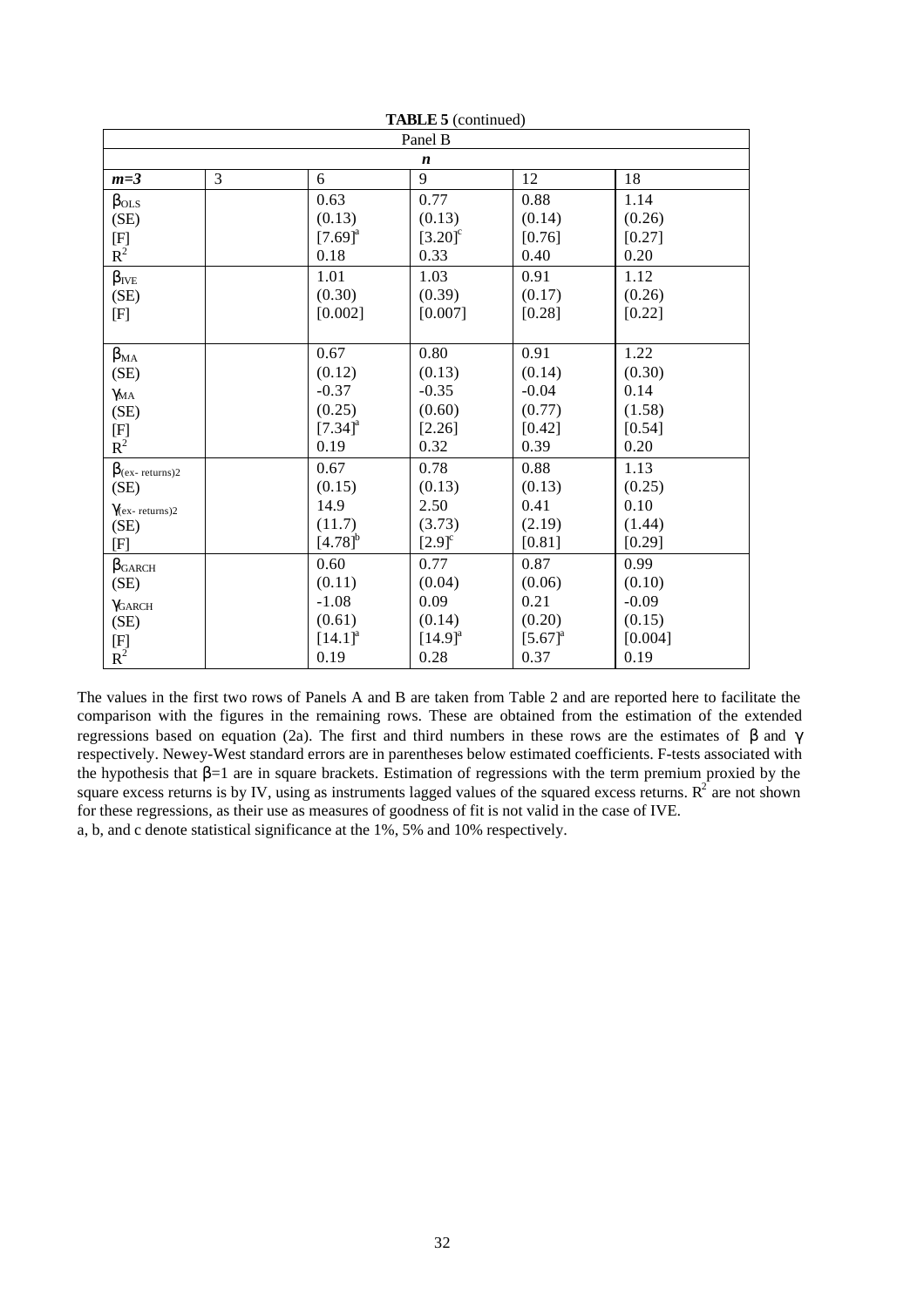**TABLE 5** (continued)

| Panel B | | | | | |
|---|---|---|---|---|---|
| | | | $n$ | | |
| ***m=3*** | 3 | 6 | 9 | 12 | 18 |
| $\beta_{OLS}$ | | 0.63 | 0.77 | 0.88 | 1.14 |
| (SE) | | (0.13) | (0.13) | (0.14) | (0.26) |
| [F] | | [7.69][a] | [3.20][c] | [0.76] | [0.27] |
| $R^2$ | | 0.18 | 0.33 | 0.40 | 0.20 |
| $\beta_{IVE}$ | | 1.01 | 1.03 | 0.91 | 1.12 |
| (SE) | | (0.30) | (0.39) | (0.17) | (0.26) |
| [F] | | [0.002] | [0.007] | [0.28] | [0.22] |
| $\beta_{MA}$ | | 0.67 | 0.80 | 0.91 | 1.22 |
| (SE) | | (0.12) | (0.13) | (0.14) | (0.30) |
| $\gamma_{MA}$ | | -0.37 | -0.35 | -0.04 | 0.14 |
| (SE) | | (0.25) | (0.60) | (0.77) | (1.58) |
| [F] | | [7.34][a] | [2.26] | [0.42] | [0.54] |
| $R^2$ | | 0.19 | 0.32 | 0.39 | 0.20 |
| $\beta_{(ex\text{-}returns)2}$ | | 0.67 | 0.78 | 0.88 | 1.13 |
| (SE) | | (0.15) | (0.13) | (0.13) | (0.25) |
| $\gamma_{(ex\text{-}returns)2}$ | | 14.9 | 2.50 | 0.41 | 0.10 |
| (SE) | | (11.7) | (3.73) | (2.19) | (1.44) |
| [F] | | [4.78][b] | [2.9][c] | [0.81] | [0.29] |
| $\beta_{GARCH}$ | | 0.60 | 0.77 | 0.87 | 0.99 |
| (SE) | | (0.11) | (0.04) | (0.06) | (0.10) |
| $\gamma_{GARCH}$ | | -1.08 | 0.09 | 0.21 | -0.09 |
| (SE) | | (0.61) | (0.14) | (0.20) | (0.15) |
| [F] | | [14.1][a] | [14.9][a] | [5.67][a] | [0.004] |
| $R^2$ | | 0.19 | 0.28 | 0.37 | 0.19 |

The values in the first two rows of Panels A and B are taken from Table 2 and are reported here to facilitate the comparison with the figures in the remaining rows. These are obtained from the estimation of the extended regressions based on equation (2a). The first and third numbers in these rows are the estimates of $\beta$ and $\gamma$ respectively. Newey-West standard errors are in parentheses below estimated coefficients. F-tests associated with the hypothesis that $\beta$=1 are in square brackets. Estimation of regressions with the term premium proxied by the square excess returns is by IV, using as instruments lagged values of the squared excess returns. $R^2$ are not shown for these regressions, as their use as measures of goodness of fit is not valid in the case of IVE.

a, b, and c denote statistical significance at the 1%, 5% and 10% respectively.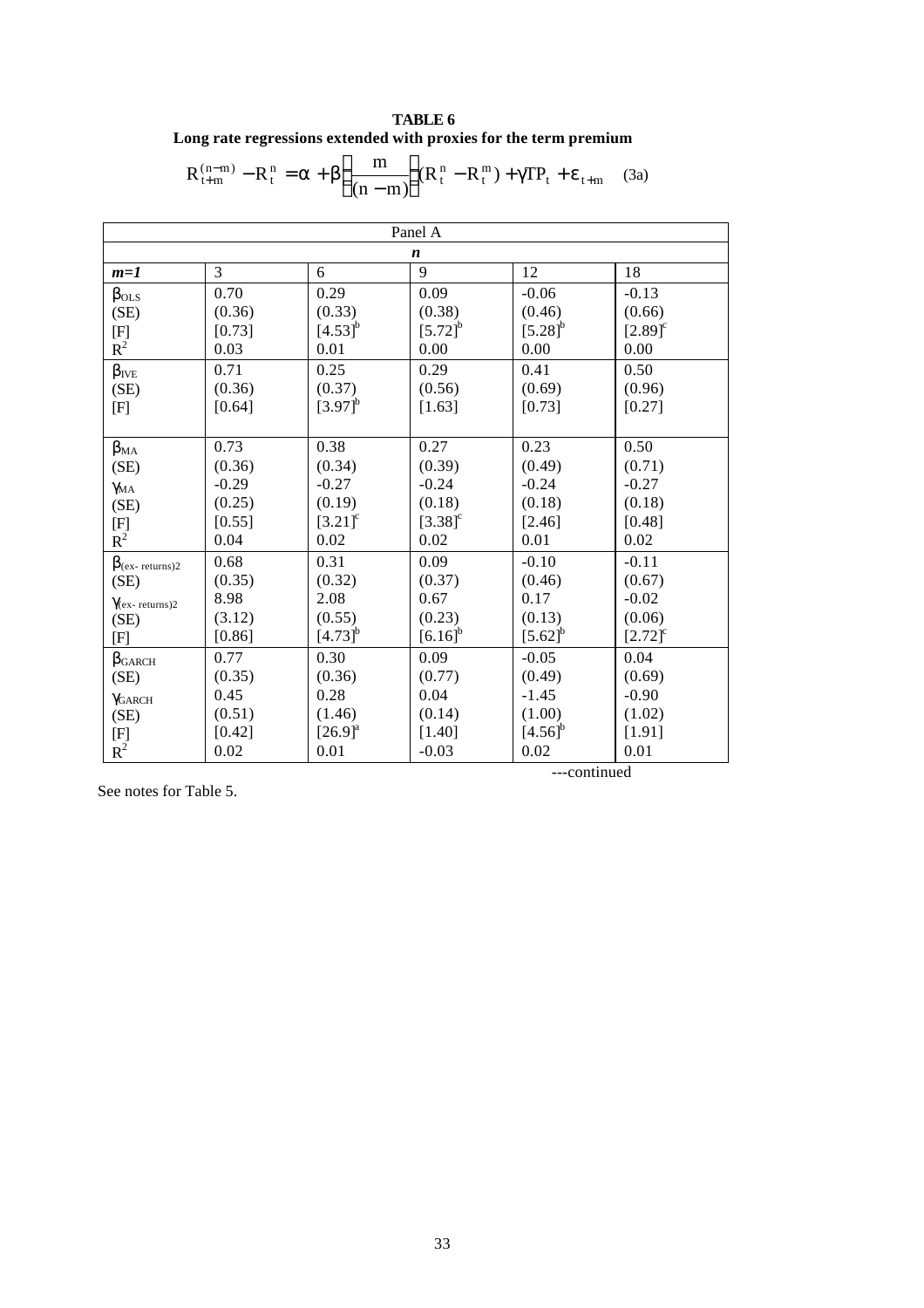**TABLE 6**
**Long rate regressions extended with proxies for the term premium**

$$R_{t+m}^{(n-m)} - R_t^n = \alpha + \beta\left(\frac{m}{(n-m)}\right)(R_t^n - R_t^m) + \gamma TP_t + \varepsilon_{t+m} \quad \text{(3a)}$$

| Panel A | | | | | |
|---|---|---|---|---|---|
| | ***n*** | | | | |
| ***m=1*** | 3 | 6 | 9 | 12 | 18 |
| $\beta_{OLS}$ | 0.70 | 0.29 | 0.09 | -0.06 | -0.13 |
| (SE) | (0.36) | (0.33) | (0.38) | (0.46) | (0.66) |
| [F] | [0.73] | [4.53][b] | [5.72][b] | [5.28][b] | [2.89][c] |
| $R^2$ | 0.03 | 0.01 | 0.00 | 0.00 | 0.00 |
| $\beta_{IVE}$ | 0.71 | 0.25 | 0.29 | 0.41 | 0.50 |
| (SE) | (0.36) | (0.37) | (0.56) | (0.69) | (0.96) |
| [F] | [0.64] | [3.97][b] | [1.63] | [0.73] | [0.27] |
| $\beta_{MA}$ | 0.73 | 0.38 | 0.27 | 0.23 | 0.50 |
| (SE) | (0.36) | (0.34) | (0.39) | (0.49) | (0.71) |
| $\gamma_{MA}$ | -0.29 | -0.27 | -0.24 | -0.24 | -0.27 |
| (SE) | (0.25) | (0.19) | (0.18) | (0.18) | (0.18) |
| [F] | [0.55] | [3.21][c] | [3.38][c] | [2.46] | [0.48] |
| $R^2$ | 0.04 | 0.02 | 0.02 | 0.01 | 0.02 |
| $\beta_{(ex\text{-}returns)2}$ | 0.68 | 0.31 | 0.09 | -0.10 | -0.11 |
| (SE) | (0.35) | (0.32) | (0.37) | (0.46) | (0.67) |
| $\gamma_{(ex\text{-}returns)2}$ | 8.98 | 2.08 | 0.67 | 0.17 | -0.02 |
| (SE) | (3.12) | (0.55) | (0.23) | (0.13) | (0.06) |
| [F] | [0.86] | [4.73][b] | [6.16][b] | [5.62][b] | [2.72][c] |
| $\beta_{GARCH}$ | 0.77 | 0.30 | 0.09 | -0.05 | 0.04 |
| (SE) | (0.35) | (0.36) | (0.77) | (0.49) | (0.69) |
| $\gamma_{GARCH}$ | 0.45 | 0.28 | 0.04 | -1.45 | -0.90 |
| (SE) | (0.51) | (1.46) | (0.14) | (1.00) | (1.02) |
| [F] | [0.42] | [26.9][a] | [1.40] | [4.56][b] | [1.91] |
| $R^2$ | 0.02 | 0.01 | -0.03 | 0.02 | 0.01 |

---continued

See notes for Table 5.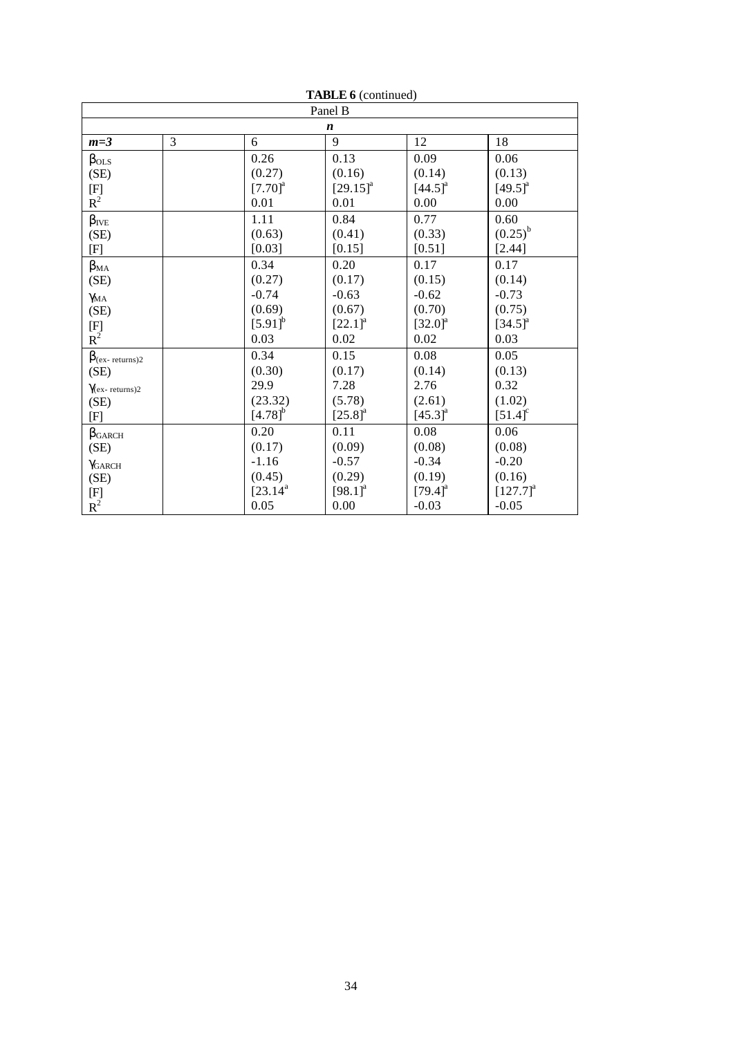**TABLE 6** (continued)

| Panel B | | | | | |
|---|---|---|---|---|---|
| | | | *n* | | |
| ***m=3*** | 3 | 6 | 9 | 12 | 18 |
| $\beta_{OLS}$ | | 0.26 | 0.13 | 0.09 | 0.06 |
| (SE) | | (0.27) | (0.16) | (0.14) | (0.13) |
| [F] | | [7.70][a] | [29.15][a] | [44.5][a] | [49.5][a] |
| $R^2$ | | 0.01 | 0.01 | 0.00 | 0.00 |
| $\beta_{IVE}$ | | 1.11 | 0.84 | 0.77 | 0.60 |
| (SE) | | (0.63) | (0.41) | (0.33) | (0.25)[b] |
| [F] | | [0.03] | [0.15] | [0.51] | [2.44] |
| $\beta_{MA}$ | | 0.34 | 0.20 | 0.17 | 0.17 |
| (SE) | | (0.27) | (0.17) | (0.15) | (0.14) |
| $\gamma_{MA}$ | | -0.74 | -0.63 | -0.62 | -0.73 |
| (SE) | | (0.69) | (0.67) | (0.70) | (0.75) |
| [F] | | [5.91][b] | [22.1][a] | [32.0][a] | [34.5][a] |
| $R^2$ | | 0.03 | 0.02 | 0.02 | 0.03 |
| $\beta_{(ex\text{- returns})2}$ | | 0.34 | 0.15 | 0.08 | 0.05 |
| (SE) | | (0.30) | (0.17) | (0.14) | (0.13) |
| $\gamma_{(ex\text{- returns})2}$ | | 29.9 | 7.28 | 2.76 | 0.32 |
| (SE) | | (23.32) | (5.78) | (2.61) | (1.02) |
| [F] | | [4.78][b] | [25.8][a] | [45.3][a] | [51.4][c] |
| $\beta_{GARCH}$ | | 0.20 | 0.11 | 0.08 | 0.06 |
| (SE) | | (0.17) | (0.09) | (0.08) | (0.08) |
| $\gamma_{GARCH}$ | | -1.16 | -0.57 | -0.34 | -0.20 |
| (SE) | | (0.45) | (0.29) | (0.19) | (0.16) |
| [F] | | [23.14[a] | [98.1][a] | [79.4][a] | [127.7][a] |
| $R^2$ | | 0.05 | 0.00 | -0.03 | -0.05 |